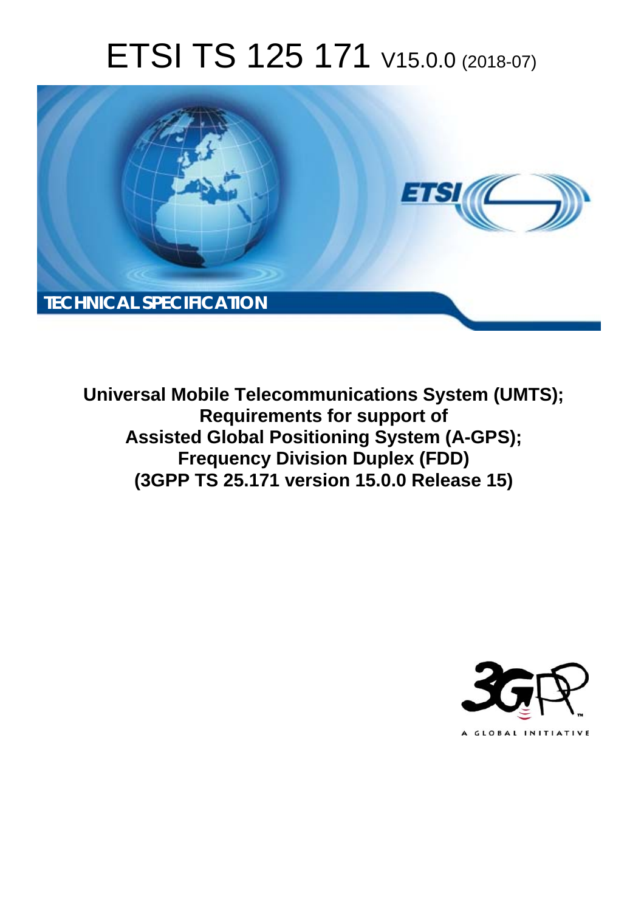# ETSI TS 125 171 V15.0.0 (2018-07)

TECHNICAL SPECIFICATION

**Universal Mobile Telecommunications System (UMTS); Requirements for support of Assisted Global Positioning System (A-GPS); Frequency Division Duplex (FDD) (3GPP TS 25.171 version 15.0.0 Release 15)**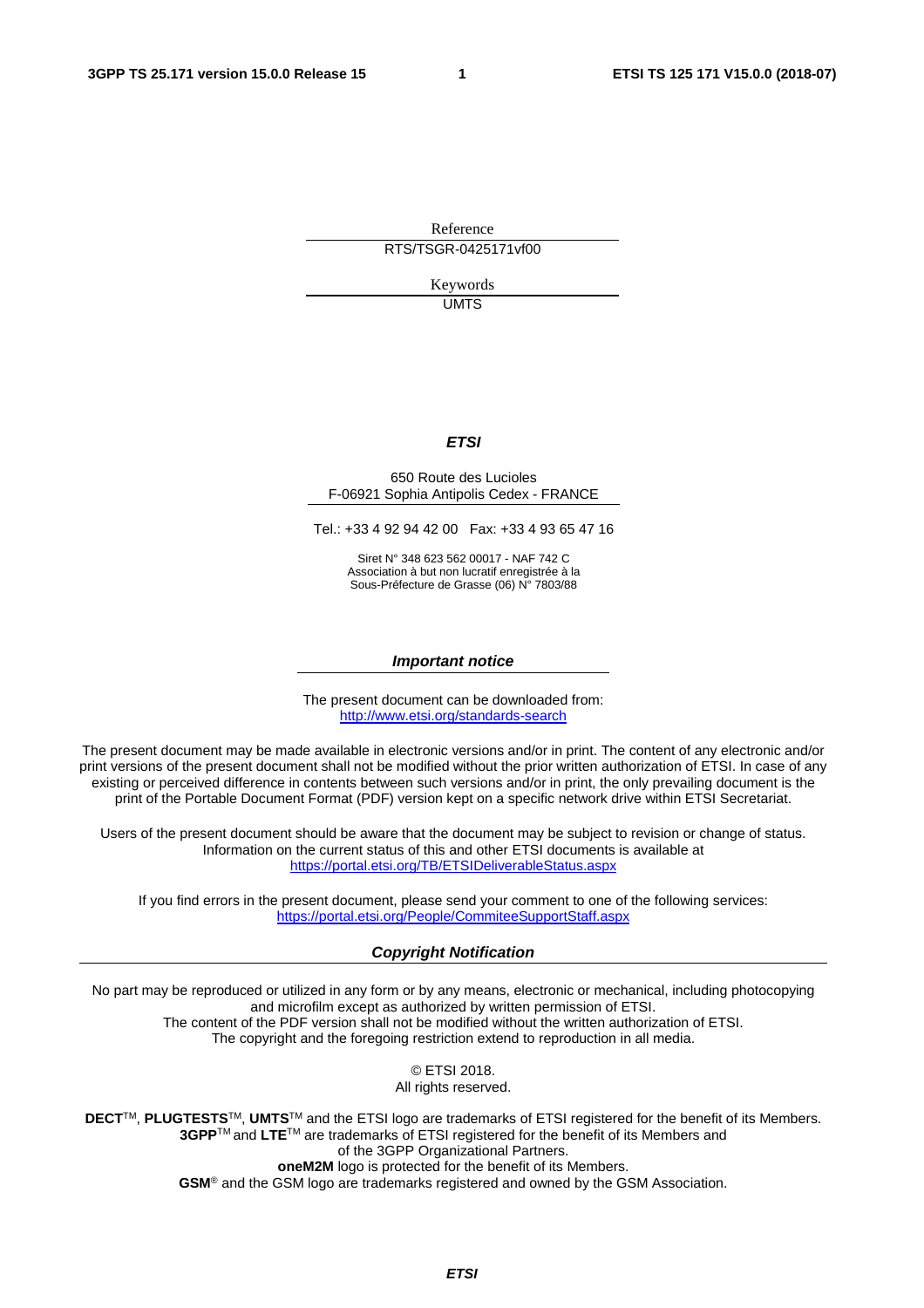Reference

RTS/TSGR-0425171vf00

Keywords

UMTS

***ETSI***

650 Route des Lucioles
F-06921 Sophia Antipolis Cedex - FRANCE

Tel.: +33 4 92 94 42 00   Fax: +33 4 93 65 47 16

Siret N° 348 623 562 00017 - NAF 742 C
Association à but non lucratif enregistrée à la
Sous-Préfecture de Grasse (06) N° 7803/88

***Important notice***

The present document can be downloaded from:
http://www.etsi.org/standards-search

The present document may be made available in electronic versions and/or in print. The content of any electronic and/or print versions of the present document shall not be modified without the prior written authorization of ETSI. In case of any existing or perceived difference in contents between such versions and/or in print, the only prevailing document is the print of the Portable Document Format (PDF) version kept on a specific network drive within ETSI Secretariat.

Users of the present document should be aware that the document may be subject to revision or change of status. Information on the current status of this and other ETSI documents is available at
https://portal.etsi.org/TB/ETSIDeliverableStatus.aspx

If you find errors in the present document, please send your comment to one of the following services:
https://portal.etsi.org/People/CommiteeSupportStaff.aspx

***Copyright Notification***

No part may be reproduced or utilized in any form or by any means, electronic or mechanical, including photocopying and microfilm except as authorized by written permission of ETSI.
The content of the PDF version shall not be modified without the written authorization of ETSI.
The copyright and the foregoing restriction extend to reproduction in all media.

© ETSI 2018.
All rights reserved.

**DECT**™, **PLUGTESTS**™, **UMTS**™ and the ETSI logo are trademarks of ETSI registered for the benefit of its Members.
**3GPP**™ and **LTE**™ are trademarks of ETSI registered for the benefit of its Members and of the 3GPP Organizational Partners.
**oneM2M** logo is protected for the benefit of its Members.
**GSM**® and the GSM logo are trademarks registered and owned by the GSM Association.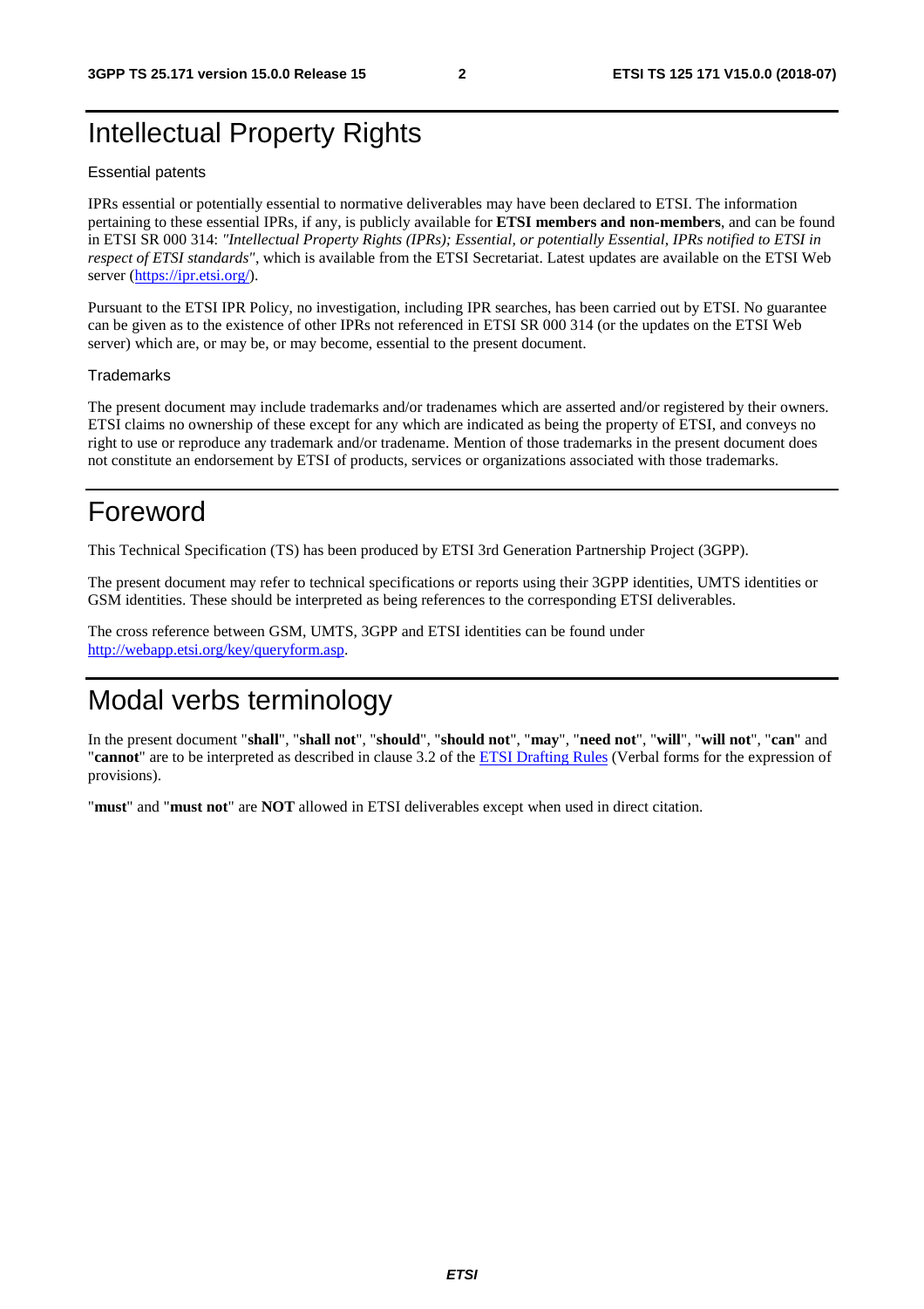# Intellectual Property Rights

## Essential patents

IPRs essential or potentially essential to normative deliverables may have been declared to ETSI. The information pertaining to these essential IPRs, if any, is publicly available for **ETSI members and non-members**, and can be found in ETSI SR 000 314: *"Intellectual Property Rights (IPRs); Essential, or potentially Essential, IPRs notified to ETSI in respect of ETSI standards"*, which is available from the ETSI Secretariat. Latest updates are available on the ETSI Web server (https://ipr.etsi.org/).

Pursuant to the ETSI IPR Policy, no investigation, including IPR searches, has been carried out by ETSI. No guarantee can be given as to the existence of other IPRs not referenced in ETSI SR 000 314 (or the updates on the ETSI Web server) which are, or may be, or may become, essential to the present document.

## Trademarks

The present document may include trademarks and/or tradenames which are asserted and/or registered by their owners. ETSI claims no ownership of these except for any which are indicated as being the property of ETSI, and conveys no right to use or reproduce any trademark and/or tradename. Mention of those trademarks in the present document does not constitute an endorsement by ETSI of products, services or organizations associated with those trademarks.

# Foreword

This Technical Specification (TS) has been produced by ETSI 3rd Generation Partnership Project (3GPP).

The present document may refer to technical specifications or reports using their 3GPP identities, UMTS identities or GSM identities. These should be interpreted as being references to the corresponding ETSI deliverables.

The cross reference between GSM, UMTS, 3GPP and ETSI identities can be found under http://webapp.etsi.org/key/queryform.asp.

# Modal verbs terminology

In the present document "**shall**", "**shall not**", "**should**", "**should not**", "**may**", "**need not**", "**will**", "**will not**", "**can**" and "**cannot**" are to be interpreted as described in clause 3.2 of the ETSI Drafting Rules (Verbal forms for the expression of provisions).

"**must**" and "**must not**" are **NOT** allowed in ETSI deliverables except when used in direct citation.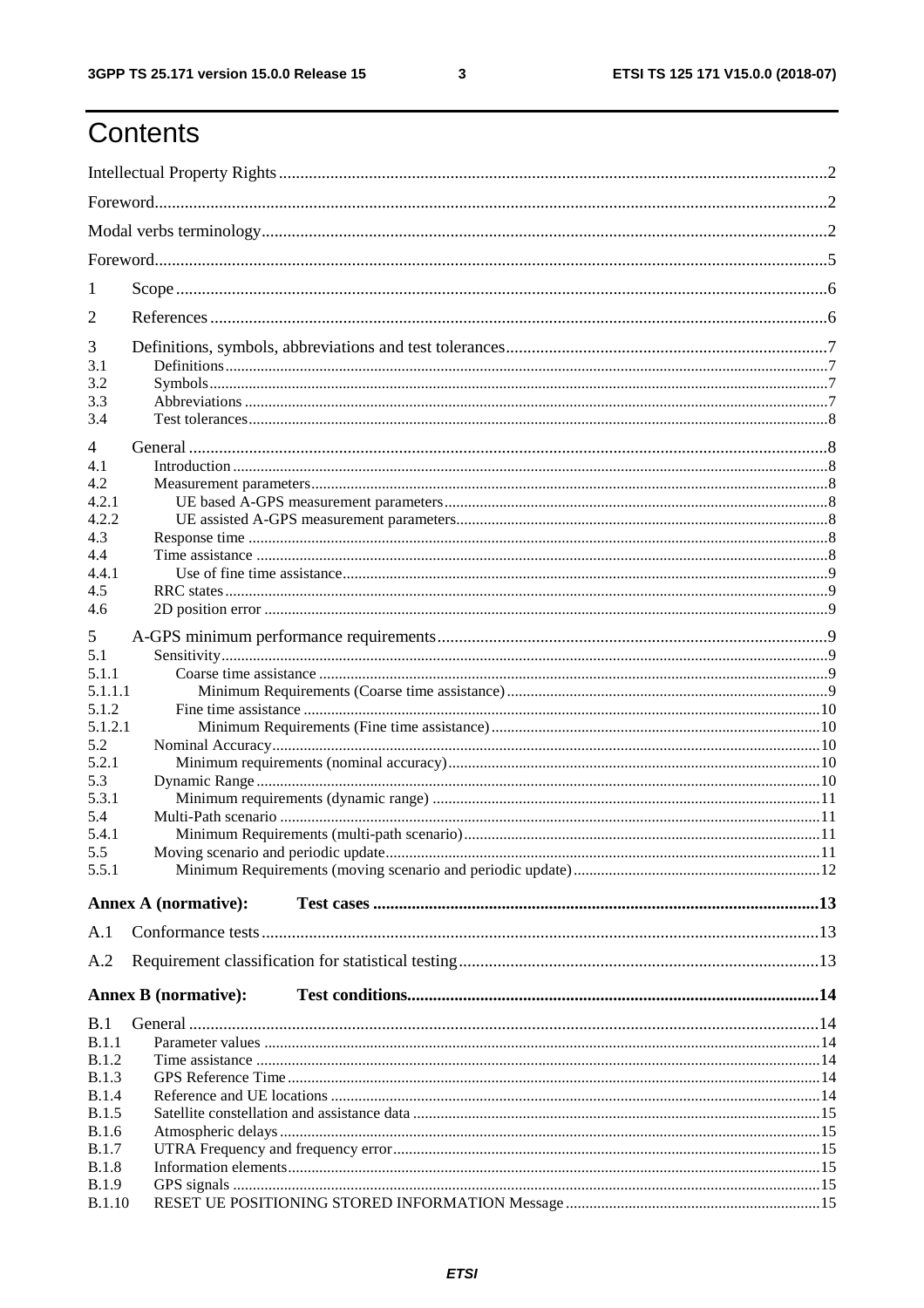# Contents

Intellectual Property Rights ... 2

Foreword ... 2

Modal verbs terminology ... 2

Foreword ... 5

1 Scope ... 6

2 References ... 6

3 Definitions, symbols, abbreviations and test tolerances ... 7

3.1 Definitions ... 7

3.2 Symbols ... 7

3.3 Abbreviations ... 7

3.4 Test tolerances ... 8

4 General ... 8

4.1 Introduction ... 8

4.2 Measurement parameters ... 8

4.2.1 UE based A-GPS measurement parameters ... 8

4.2.2 UE assisted A-GPS measurement parameters ... 8

4.3 Response time ... 8

4.4 Time assistance ... 8

4.4.1 Use of fine time assistance ... 9

4.5 RRC states ... 9

4.6 2D position error ... 9

5 A-GPS minimum performance requirements ... 9

5.1 Sensitivity ... 9

5.1.1 Coarse time assistance ... 9

5.1.1.1 Minimum Requirements (Coarse time assistance) ... 9

5.1.2 Fine time assistance ... 10

5.1.2.1 Minimum Requirements (Fine time assistance) ... 10

5.2 Nominal Accuracy ... 10

5.2.1 Minimum requirements (nominal accuracy) ... 10

5.3 Dynamic Range ... 10

5.3.1 Minimum requirements (dynamic range) ... 11

5.4 Multi-Path scenario ... 11

5.4.1 Minimum Requirements (multi-path scenario) ... 11

5.5 Moving scenario and periodic update ... 11

5.5.1 Minimum Requirements (moving scenario and periodic update) ... 12

**Annex A (normative): Test cases ... 13**

A.1 Conformance tests ... 13

A.2 Requirement classification for statistical testing ... 13

**Annex B (normative): Test conditions ... 14**

B.1 General ... 14

B.1.1 Parameter values ... 14

B.1.2 Time assistance ... 14

B.1.3 GPS Reference Time ... 14

B.1.4 Reference and UE locations ... 14

B.1.5 Satellite constellation and assistance data ... 15

B.1.6 Atmospheric delays ... 15

B.1.7 UTRA Frequency and frequency error ... 15

B.1.8 Information elements ... 15

B.1.9 GPS signals ... 15

B.1.10 RESET UE POSITIONING STORED INFORMATION Message ... 15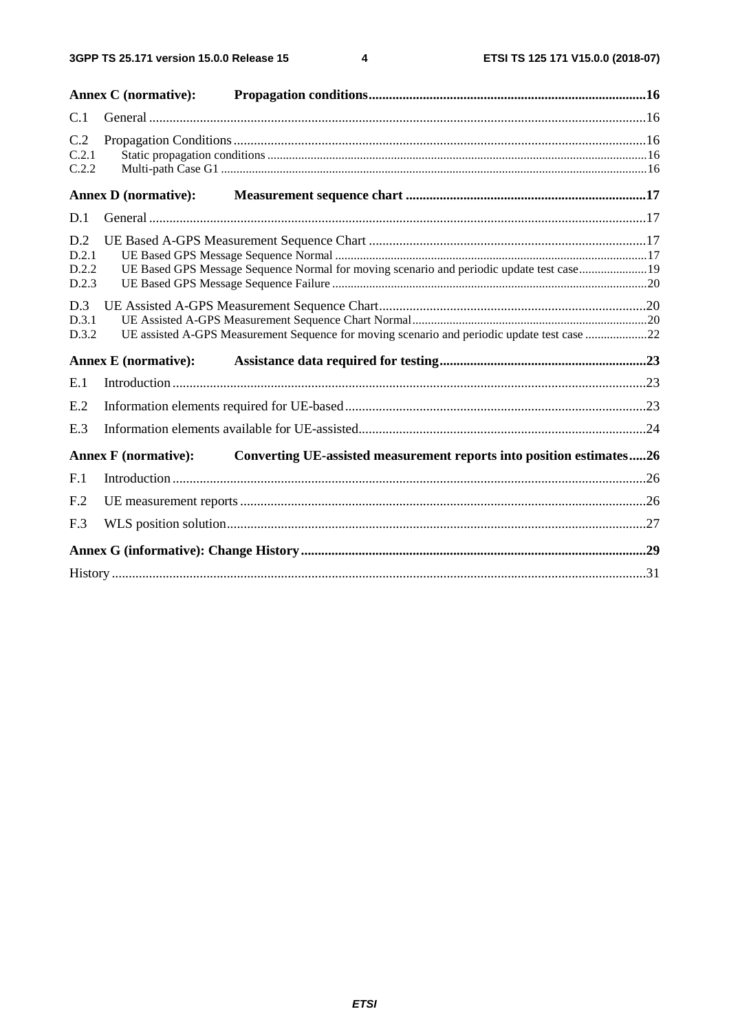**Annex C (normative): Propagation conditions** 16

C.1 General 16

C.2 Propagation Conditions 16
C.2.1 Static propagation conditions 16
C.2.2 Multi-path Case G1 16

**Annex D (normative): Measurement sequence chart** 17

D.1 General 17

D.2 UE Based A-GPS Measurement Sequence Chart 17
D.2.1 UE Based GPS Message Sequence Normal 17
D.2.2 UE Based GPS Message Sequence Normal for moving scenario and periodic update test case 19
D.2.3 UE Based GPS Message Sequence Failure 20

D.3 UE Assisted A-GPS Measurement Sequence Chart 20
D.3.1 UE Assisted A-GPS Measurement Sequence Chart Normal 20
D.3.2 UE assisted A-GPS Measurement Sequence for moving scenario and periodic update test case 22

**Annex E (normative): Assistance data required for testing** 23

E.1 Introduction 23

E.2 Information elements required for UE-based 23

E.3 Information elements available for UE-assisted 24

**Annex F (normative): Converting UE-assisted measurement reports into position estimates** 26

F.1 Introduction 26

F.2 UE measurement reports 26

F.3 WLS position solution 27

**Annex G (informative): Change History** 29

History 31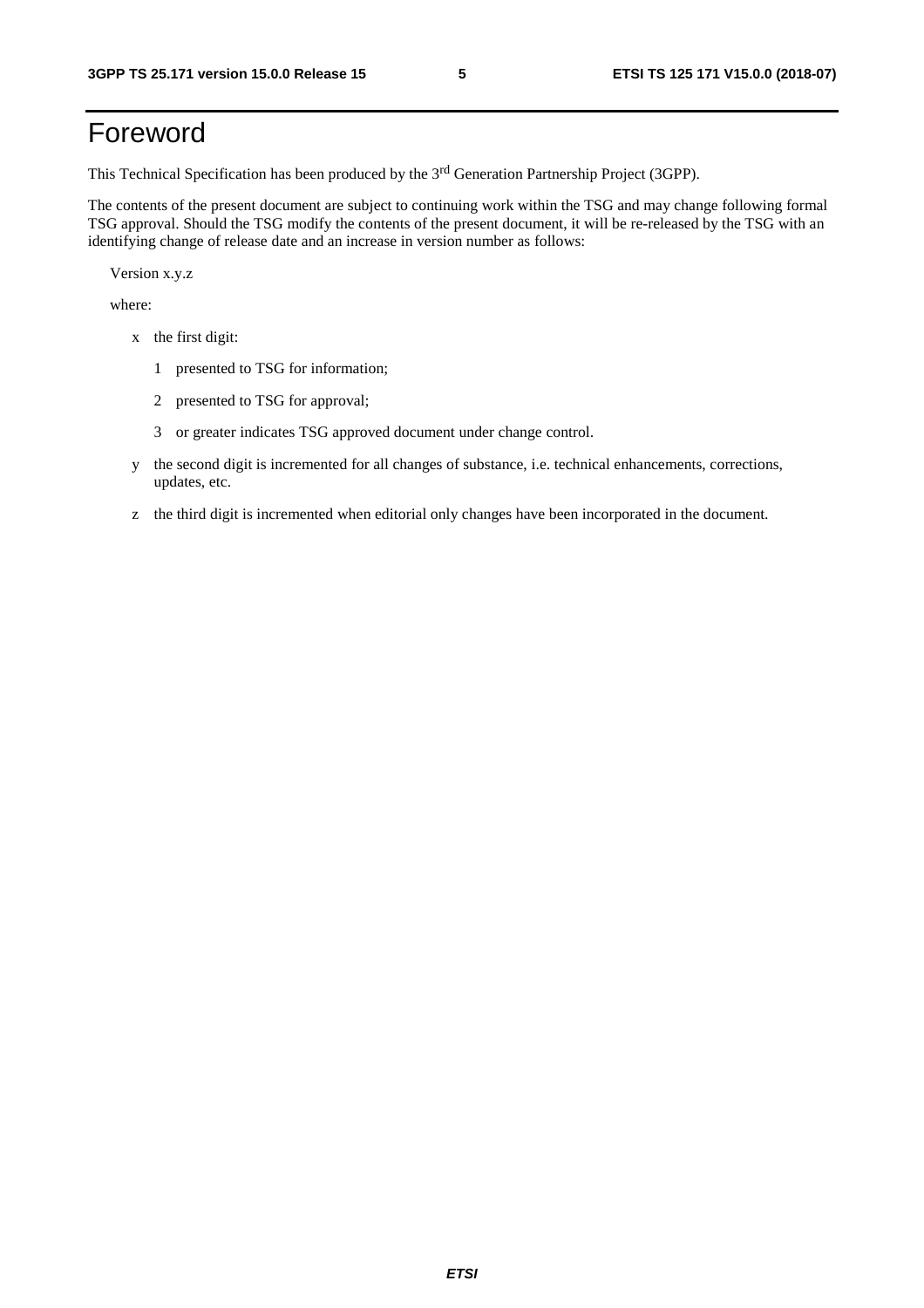# Foreword

This Technical Specification has been produced by the 3rd Generation Partnership Project (3GPP).

The contents of the present document are subject to continuing work within the TSG and may change following formal TSG approval. Should the TSG modify the contents of the present document, it will be re-released by the TSG with an identifying change of release date and an increase in version number as follows:

Version x.y.z

where:

- x the first digit:
  - 1 presented to TSG for information;
  - 2 presented to TSG for approval;
  - 3 or greater indicates TSG approved document under change control.
- y the second digit is incremented for all changes of substance, i.e. technical enhancements, corrections, updates, etc.
- z the third digit is incremented when editorial only changes have been incorporated in the document.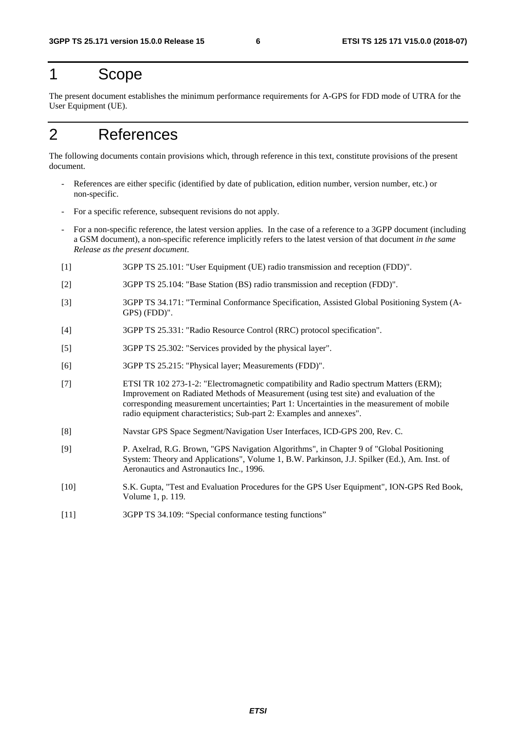# 1 Scope

The present document establishes the minimum performance requirements for A-GPS for FDD mode of UTRA for the User Equipment (UE).

# 2 References

The following documents contain provisions which, through reference in this text, constitute provisions of the present document.

- References are either specific (identified by date of publication, edition number, version number, etc.) or non-specific.
- For a specific reference, subsequent revisions do not apply.
- For a non-specific reference, the latest version applies. In the case of a reference to a 3GPP document (including a GSM document), a non-specific reference implicitly refers to the latest version of that document *in the same Release as the present document*.

[1] 3GPP TS 25.101: "User Equipment (UE) radio transmission and reception (FDD)".

[2] 3GPP TS 25.104: "Base Station (BS) radio transmission and reception (FDD)".

[3] 3GPP TS 34.171: "Terminal Conformance Specification, Assisted Global Positioning System (A-GPS) (FDD)".

[4] 3GPP TS 25.331: "Radio Resource Control (RRC) protocol specification".

[5] 3GPP TS 25.302: "Services provided by the physical layer".

[6] 3GPP TS 25.215: "Physical layer; Measurements (FDD)".

[7] ETSI TR 102 273-1-2: "Electromagnetic compatibility and Radio spectrum Matters (ERM); Improvement on Radiated Methods of Measurement (using test site) and evaluation of the corresponding measurement uncertainties; Part 1: Uncertainties in the measurement of mobile radio equipment characteristics; Sub-part 2: Examples and annexes".

[8] Navstar GPS Space Segment/Navigation User Interfaces, ICD-GPS 200, Rev. C.

[9] P. Axelrad, R.G. Brown, "GPS Navigation Algorithms", in Chapter 9 of "Global Positioning System: Theory and Applications", Volume 1, B.W. Parkinson, J.J. Spilker (Ed.), Am. Inst. of Aeronautics and Astronautics Inc., 1996.

[10] S.K. Gupta, "Test and Evaluation Procedures for the GPS User Equipment", ION-GPS Red Book, Volume 1, p. 119.

[11] 3GPP TS 34.109: "Special conformance testing functions"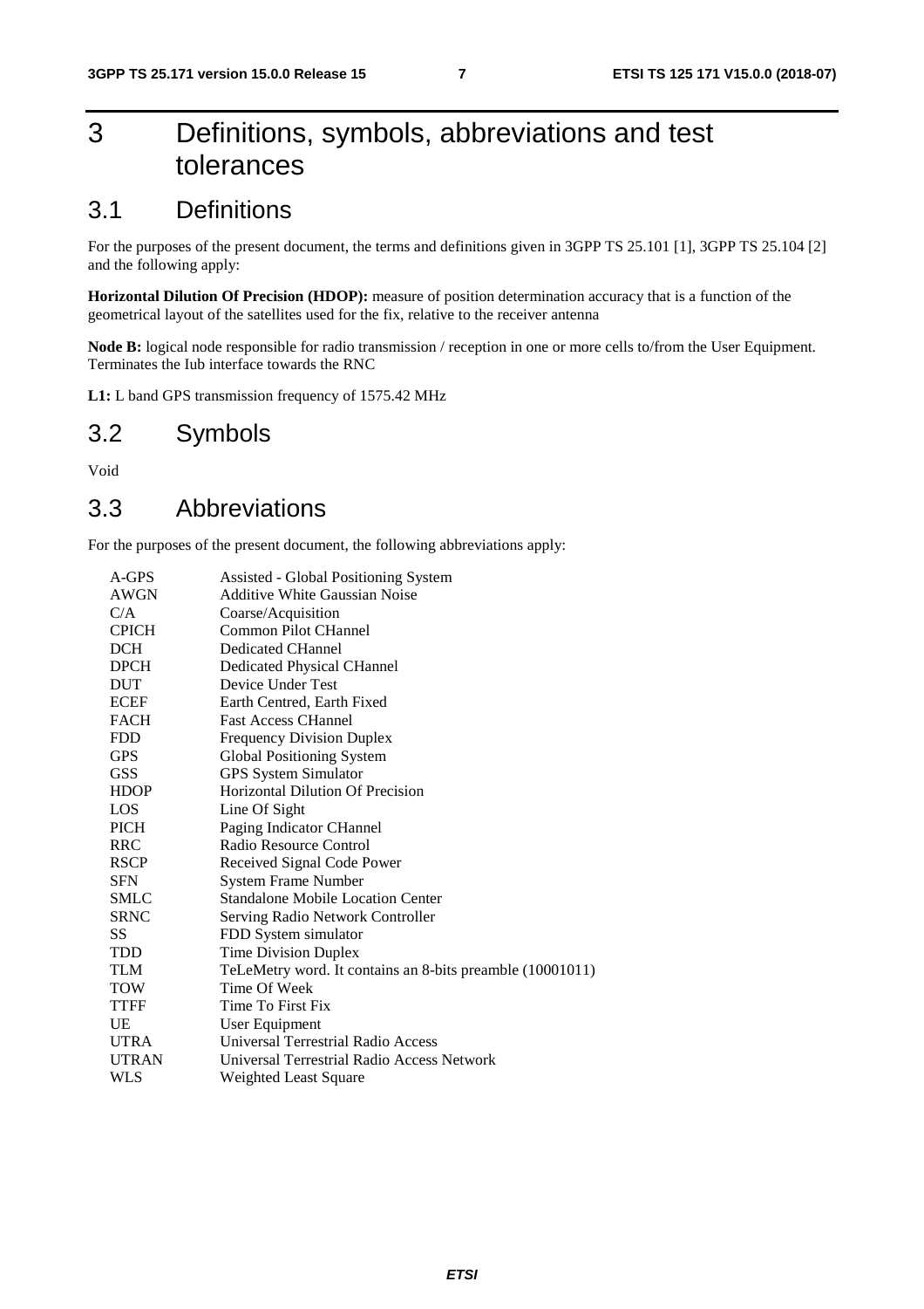# 3 Definitions, symbols, abbreviations and test tolerances

## 3.1 Definitions

For the purposes of the present document, the terms and definitions given in 3GPP TS 25.101 [1], 3GPP TS 25.104 [2] and the following apply:

**Horizontal Dilution Of Precision (HDOP):** measure of position determination accuracy that is a function of the geometrical layout of the satellites used for the fix, relative to the receiver antenna

**Node B:** logical node responsible for radio transmission / reception in one or more cells to/from the User Equipment. Terminates the Iub interface towards the RNC

**L1:** L band GPS transmission frequency of 1575.42 MHz

## 3.2 Symbols

Void

## 3.3 Abbreviations

For the purposes of the present document, the following abbreviations apply:

| | |
|---|---|
| A-GPS | Assisted - Global Positioning System |
| AWGN | Additive White Gaussian Noise |
| C/A | Coarse/Acquisition |
| CPICH | Common Pilot CHannel |
| DCH | Dedicated CHannel |
| DPCH | Dedicated Physical CHannel |
| DUT | Device Under Test |
| ECEF | Earth Centred, Earth Fixed |
| FACH | Fast Access CHannel |
| FDD | Frequency Division Duplex |
| GPS | Global Positioning System |
| GSS | GPS System Simulator |
| HDOP | Horizontal Dilution Of Precision |
| LOS | Line Of Sight |
| PICH | Paging Indicator CHannel |
| RRC | Radio Resource Control |
| RSCP | Received Signal Code Power |
| SFN | System Frame Number |
| SMLC | Standalone Mobile Location Center |
| SRNC | Serving Radio Network Controller |
| SS | FDD System simulator |
| TDD | Time Division Duplex |
| TLM | TeLeMetry word. It contains an 8-bits preamble (10001011) |
| TOW | Time Of Week |
| TTFF | Time To First Fix |
| UE | User Equipment |
| UTRA | Universal Terrestrial Radio Access |
| UTRAN | Universal Terrestrial Radio Access Network |
| WLS | Weighted Least Square |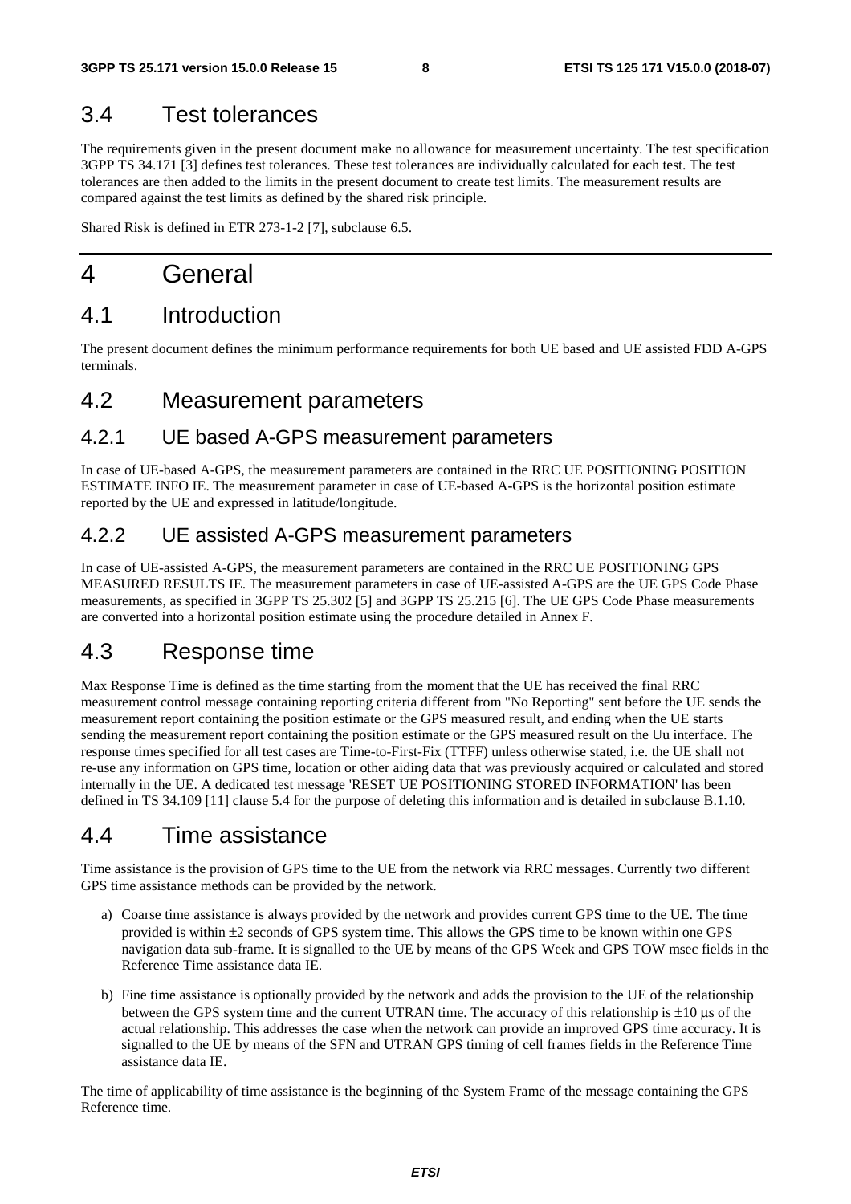## 3.4 Test tolerances

The requirements given in the present document make no allowance for measurement uncertainty. The test specification 3GPP TS 34.171 [3] defines test tolerances. These test tolerances are individually calculated for each test. The test tolerances are then added to the limits in the present document to create test limits. The measurement results are compared against the test limits as defined by the shared risk principle.

Shared Risk is defined in ETR 273-1-2 [7], subclause 6.5.

# 4 General

## 4.1 Introduction

The present document defines the minimum performance requirements for both UE based and UE assisted FDD A-GPS terminals.

## 4.2 Measurement parameters

### 4.2.1 UE based A-GPS measurement parameters

In case of UE-based A-GPS, the measurement parameters are contained in the RRC UE POSITIONING POSITION ESTIMATE INFO IE. The measurement parameter in case of UE-based A-GPS is the horizontal position estimate reported by the UE and expressed in latitude/longitude.

### 4.2.2 UE assisted A-GPS measurement parameters

In case of UE-assisted A-GPS, the measurement parameters are contained in the RRC UE POSITIONING GPS MEASURED RESULTS IE. The measurement parameters in case of UE-assisted A-GPS are the UE GPS Code Phase measurements, as specified in 3GPP TS 25.302 [5] and 3GPP TS 25.215 [6]. The UE GPS Code Phase measurements are converted into a horizontal position estimate using the procedure detailed in Annex F.

## 4.3 Response time

Max Response Time is defined as the time starting from the moment that the UE has received the final RRC measurement control message containing reporting criteria different from "No Reporting" sent before the UE sends the measurement report containing the position estimate or the GPS measured result, and ending when the UE starts sending the measurement report containing the position estimate or the GPS measured result on the Uu interface. The response times specified for all test cases are Time-to-First-Fix (TTFF) unless otherwise stated, i.e. the UE shall not re-use any information on GPS time, location or other aiding data that was previously acquired or calculated and stored internally in the UE. A dedicated test message 'RESET UE POSITIONING STORED INFORMATION' has been defined in TS 34.109 [11] clause 5.4 for the purpose of deleting this information and is detailed in subclause B.1.10.

## 4.4 Time assistance

Time assistance is the provision of GPS time to the UE from the network via RRC messages. Currently two different GPS time assistance methods can be provided by the network.

a) Coarse time assistance is always provided by the network and provides current GPS time to the UE. The time provided is within ±2 seconds of GPS system time. This allows the GPS time to be known within one GPS navigation data sub-frame. It is signalled to the UE by means of the GPS Week and GPS TOW msec fields in the Reference Time assistance data IE.

b) Fine time assistance is optionally provided by the network and adds the provision to the UE of the relationship between the GPS system time and the current UTRAN time. The accuracy of this relationship is ±10 µs of the actual relationship. This addresses the case when the network can provide an improved GPS time accuracy. It is signalled to the UE by means of the SFN and UTRAN GPS timing of cell frames fields in the Reference Time assistance data IE.

The time of applicability of time assistance is the beginning of the System Frame of the message containing the GPS Reference time.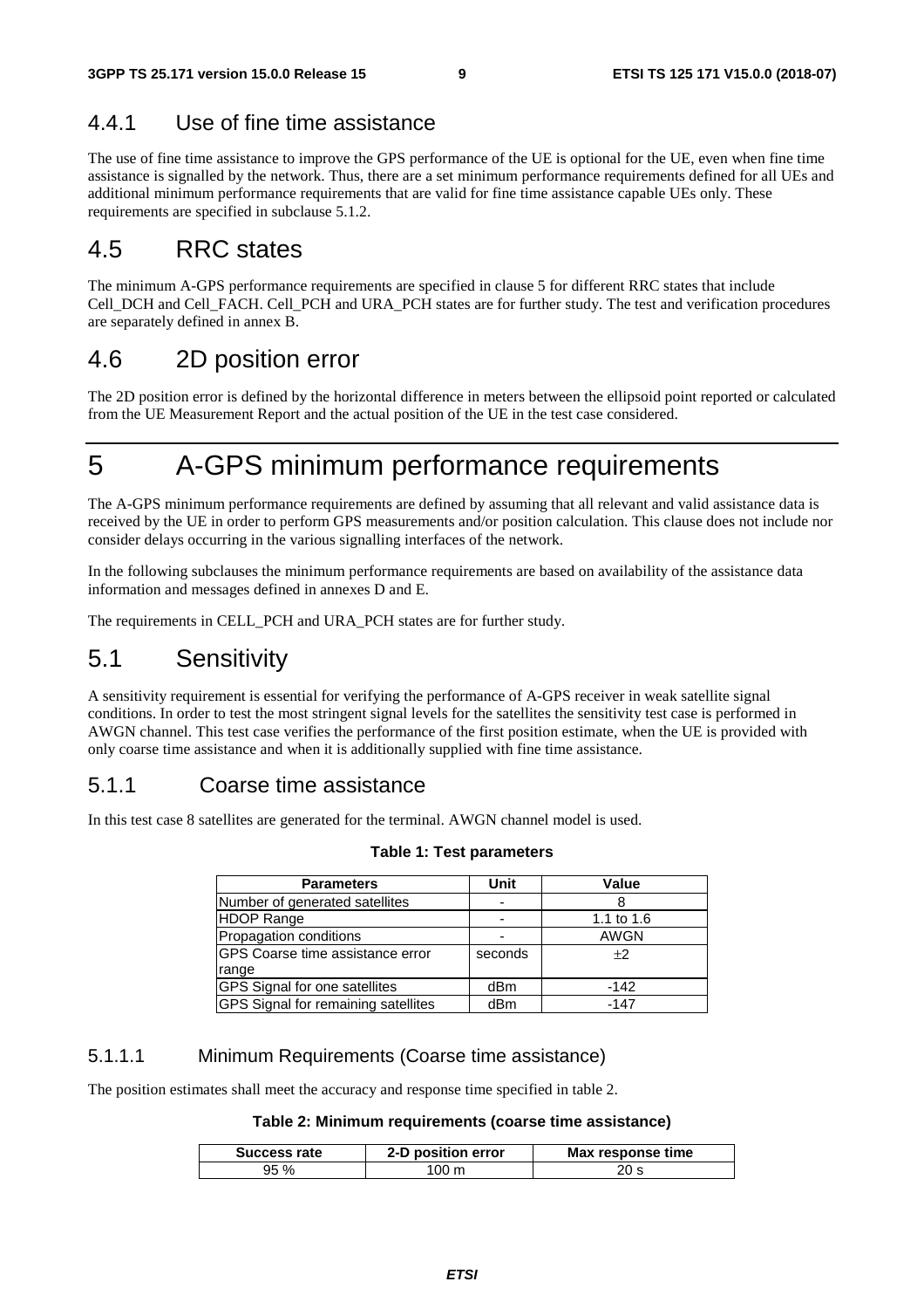### 4.4.1 Use of fine time assistance

The use of fine time assistance to improve the GPS performance of the UE is optional for the UE, even when fine time assistance is signalled by the network. Thus, there are a set minimum performance requirements defined for all UEs and additional minimum performance requirements that are valid for fine time assistance capable UEs only. These requirements are specified in subclause 5.1.2.

## 4.5 RRC states

The minimum A-GPS performance requirements are specified in clause 5 for different RRC states that include Cell_DCH and Cell_FACH. Cell_PCH and URA_PCH states are for further study. The test and verification procedures are separately defined in annex B.

## 4.6 2D position error

The 2D position error is defined by the horizontal difference in meters between the ellipsoid point reported or calculated from the UE Measurement Report and the actual position of the UE in the test case considered.

# 5 A-GPS minimum performance requirements

The A-GPS minimum performance requirements are defined by assuming that all relevant and valid assistance data is received by the UE in order to perform GPS measurements and/or position calculation. This clause does not include nor consider delays occurring in the various signalling interfaces of the network.

In the following subclauses the minimum performance requirements are based on availability of the assistance data information and messages defined in annexes D and E.

The requirements in CELL_PCH and URA_PCH states are for further study.

## 5.1 Sensitivity

A sensitivity requirement is essential for verifying the performance of A-GPS receiver in weak satellite signal conditions. In order to test the most stringent signal levels for the satellites the sensitivity test case is performed in AWGN channel. This test case verifies the performance of the first position estimate, when the UE is provided with only coarse time assistance and when it is additionally supplied with fine time assistance.

### 5.1.1 Coarse time assistance

In this test case 8 satellites are generated for the terminal. AWGN channel model is used.

**Table 1: Test parameters**

| Parameters | Unit | Value |
|---|---|---|
| Number of generated satellites | - | 8 |
| HDOP Range | - | 1.1 to 1.6 |
| Propagation conditions | - | AWGN |
| GPS Coarse time assistance error range | seconds | $\pm 2$ |
| GPS Signal for one satellites | dBm | -142 |
| GPS Signal for remaining satellites | dBm | -147 |

#### 5.1.1.1 Minimum Requirements (Coarse time assistance)

The position estimates shall meet the accuracy and response time specified in table 2.

**Table 2: Minimum requirements (coarse time assistance)**

| Success rate | 2-D position error | Max response time |
|---|---|---|
| 95 % | 100 m | 20 s |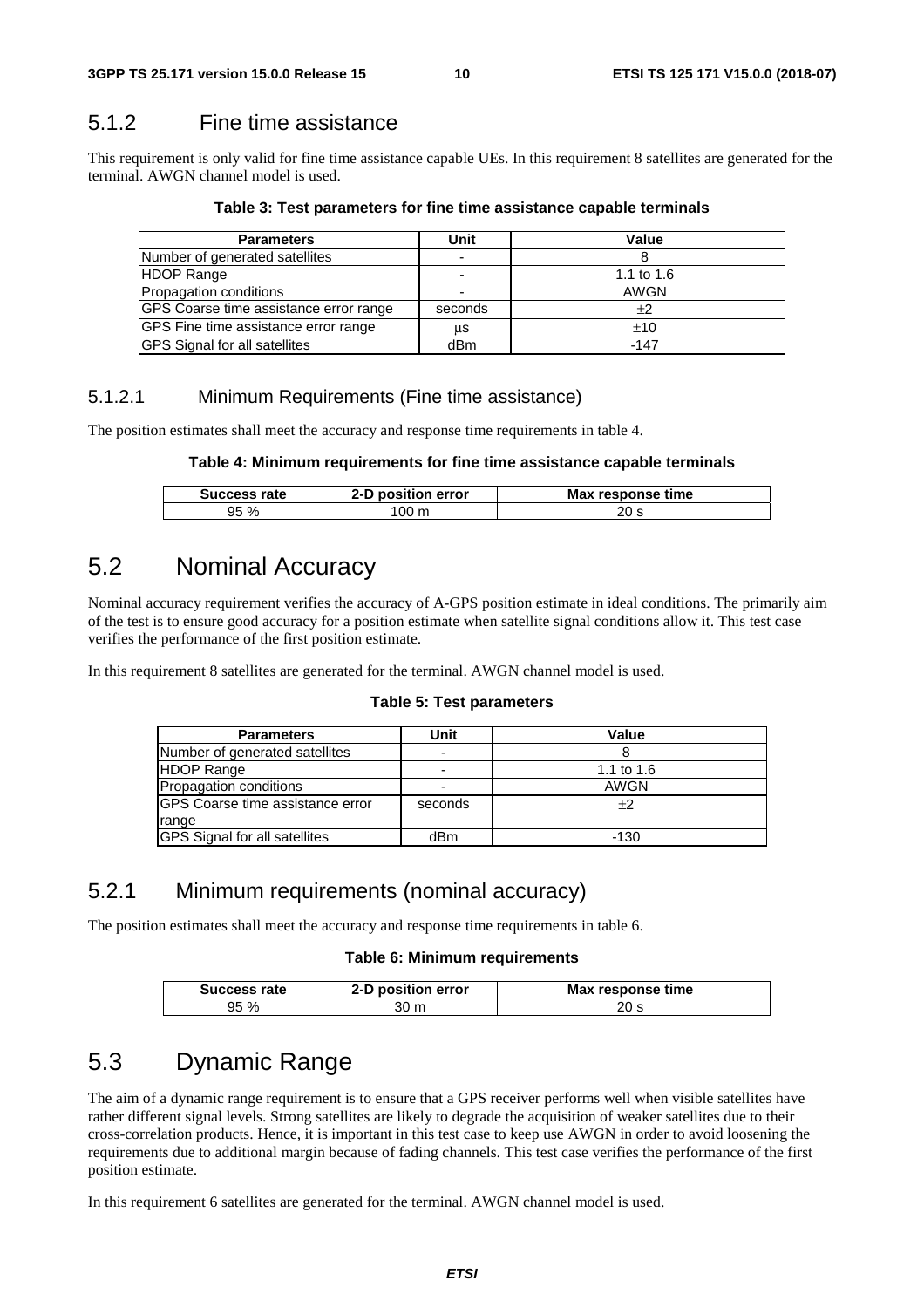### 5.1.2 Fine time assistance

This requirement is only valid for fine time assistance capable UEs. In this requirement 8 satellites are generated for the terminal. AWGN channel model is used.

**Table 3: Test parameters for fine time assistance capable terminals**

| Parameters | Unit | Value |
|---|---|---|
| Number of generated satellites | - | 8 |
| HDOP Range | - | 1.1 to 1.6 |
| Propagation conditions | - | AWGN |
| GPS Coarse time assistance error range | seconds | ±2 |
| GPS Fine time assistance error range | μs | ±10 |
| GPS Signal for all satellites | dBm | -147 |

#### 5.1.2.1 Minimum Requirements (Fine time assistance)

The position estimates shall meet the accuracy and response time requirements in table 4.

**Table 4: Minimum requirements for fine time assistance capable terminals**

| Success rate | 2-D position error | Max response time |
|---|---|---|
| 95 % | 100 m | 20 s |

## 5.2 Nominal Accuracy

Nominal accuracy requirement verifies the accuracy of A-GPS position estimate in ideal conditions. The primarily aim of the test is to ensure good accuracy for a position estimate when satellite signal conditions allow it. This test case verifies the performance of the first position estimate.

In this requirement 8 satellites are generated for the terminal. AWGN channel model is used.

**Table 5: Test parameters**

| Parameters | Unit | Value |
|---|---|---|
| Number of generated satellites | - | 8 |
| HDOP Range | - | 1.1 to 1.6 |
| Propagation conditions | - | AWGN |
| GPS Coarse time assistance error range | seconds | ±2 |
| GPS Signal for all satellites | dBm | -130 |

### 5.2.1 Minimum requirements (nominal accuracy)

The position estimates shall meet the accuracy and response time requirements in table 6.

**Table 6: Minimum requirements**

| Success rate | 2-D position error | Max response time |
|---|---|---|
| 95 % | 30 m | 20 s |

## 5.3 Dynamic Range

The aim of a dynamic range requirement is to ensure that a GPS receiver performs well when visible satellites have rather different signal levels. Strong satellites are likely to degrade the acquisition of weaker satellites due to their cross-correlation products. Hence, it is important in this test case to keep use AWGN in order to avoid loosening the requirements due to additional margin because of fading channels. This test case verifies the performance of the first position estimate.

In this requirement 6 satellites are generated for the terminal. AWGN channel model is used.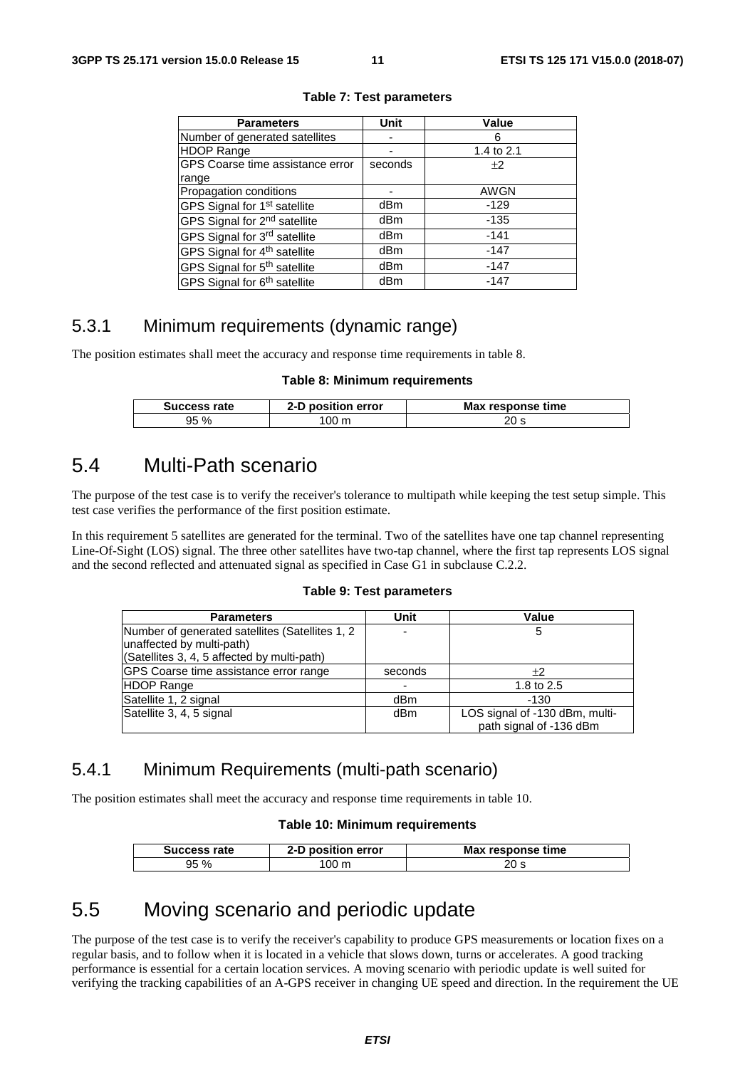**Table 7: Test parameters**

| Parameters | Unit | Value |
|---|---|---|
| Number of generated satellites | - | 6 |
| HDOP Range | - | 1.4 to 2.1 |
| GPS Coarse time assistance error range | seconds | ±2 |
| Propagation conditions | - | AWGN |
| GPS Signal for 1st satellite | dBm | -129 |
| GPS Signal for 2nd satellite | dBm | -135 |
| GPS Signal for 3rd satellite | dBm | -141 |
| GPS Signal for 4th satellite | dBm | -147 |
| GPS Signal for 5th satellite | dBm | -147 |
| GPS Signal for 6th satellite | dBm | -147 |

### 5.3.1 Minimum requirements (dynamic range)

The position estimates shall meet the accuracy and response time requirements in table 8.

**Table 8: Minimum requirements**

| Success rate | 2-D position error | Max response time |
|---|---|---|
| 95 % | 100 m | 20 s |

## 5.4 Multi-Path scenario

The purpose of the test case is to verify the receiver's tolerance to multipath while keeping the test setup simple. This test case verifies the performance of the first position estimate.

In this requirement 5 satellites are generated for the terminal. Two of the satellites have one tap channel representing Line-Of-Sight (LOS) signal. The three other satellites have two-tap channel, where the first tap represents LOS signal and the second reflected and attenuated signal as specified in Case G1 in subclause C.2.2.

**Table 9: Test parameters**

| Parameters | Unit | Value |
|---|---|---|
| Number of generated satellites (Satellites 1, 2 unaffected by multi-path) (Satellites 3, 4, 5 affected by multi-path) | - | 5 |
| GPS Coarse time assistance error range | seconds | ±2 |
| HDOP Range | - | 1.8 to 2.5 |
| Satellite 1, 2 signal | dBm | -130 |
| Satellite 3, 4, 5 signal | dBm | LOS signal of -130 dBm, multi-path signal of -136 dBm |

### 5.4.1 Minimum Requirements (multi-path scenario)

The position estimates shall meet the accuracy and response time requirements in table 10.

**Table 10: Minimum requirements**

| Success rate | 2-D position error | Max response time |
|---|---|---|
| 95 % | 100 m | 20 s |

## 5.5 Moving scenario and periodic update

The purpose of the test case is to verify the receiver's capability to produce GPS measurements or location fixes on a regular basis, and to follow when it is located in a vehicle that slows down, turns or accelerates. A good tracking performance is essential for a certain location services. A moving scenario with periodic update is well suited for verifying the tracking capabilities of an A-GPS receiver in changing UE speed and direction. In the requirement the UE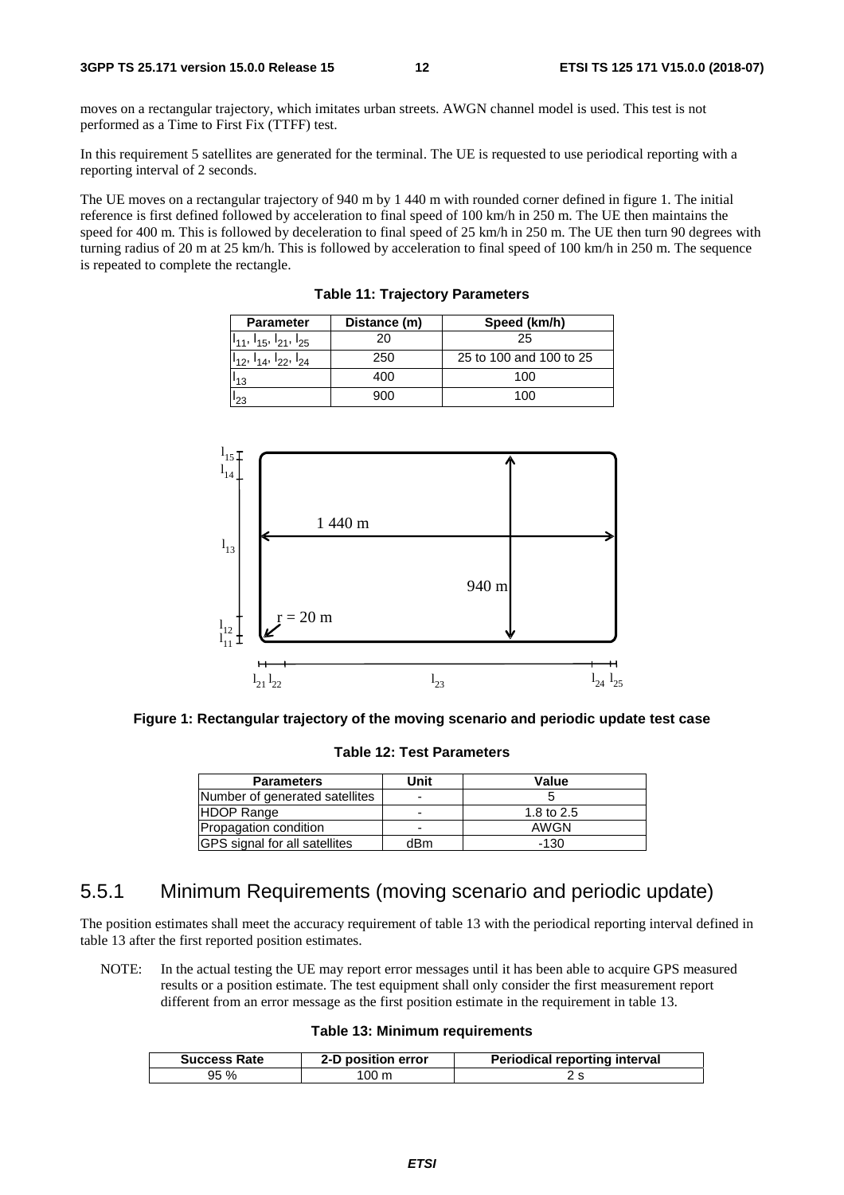moves on a rectangular trajectory, which imitates urban streets. AWGN channel model is used. This test is not performed as a Time to First Fix (TTFF) test.

In this requirement 5 satellites are generated for the terminal. The UE is requested to use periodical reporting with a reporting interval of 2 seconds.

The UE moves on a rectangular trajectory of 940 m by 1 440 m with rounded corner defined in figure 1. The initial reference is first defined followed by acceleration to final speed of 100 km/h in 250 m. The UE then maintains the speed for 400 m. This is followed by deceleration to final speed of 25 km/h in 250 m. The UE then turn 90 degrees with turning radius of 20 m at 25 km/h. This is followed by acceleration to final speed of 100 km/h in 250 m. The sequence is repeated to complete the rectangle.

**Table 11: Trajectory Parameters**

| Parameter | Distance (m) | Speed (km/h) |
|---|---|---|
| $l_{11}$, $l_{15}$, $l_{21}$, $l_{25}$ | 20 | 25 |
| $l_{12}$, $l_{14}$, $l_{22}$, $l_{24}$ | 250 | 25 to 100 and 100 to 25 |
| $l_{13}$ | 400 | 100 |
| $l_{23}$ | 900 | 100 |

**Figure 1: Rectangular trajectory of the moving scenario and periodic update test case**

**Table 12: Test Parameters**

| Parameters | Unit | Value |
|---|---|---|
| Number of generated satellites | - | 5 |
| HDOP Range | - | 1.8 to 2.5 |
| Propagation condition | - | AWGN |
| GPS signal for all satellites | dBm | -130 |

## 5.5.1 Minimum Requirements (moving scenario and periodic update)

The position estimates shall meet the accuracy requirement of table 13 with the periodical reporting interval defined in table 13 after the first reported position estimates.

NOTE: In the actual testing the UE may report error messages until it has been able to acquire GPS measured results or a position estimate. The test equipment shall only consider the first measurement report different from an error message as the first position estimate in the requirement in table 13.

**Table 13: Minimum requirements**

| Success Rate | 2-D position error | Periodical reporting interval |
|---|---|---|
| 95 % | 100 m | 2 s |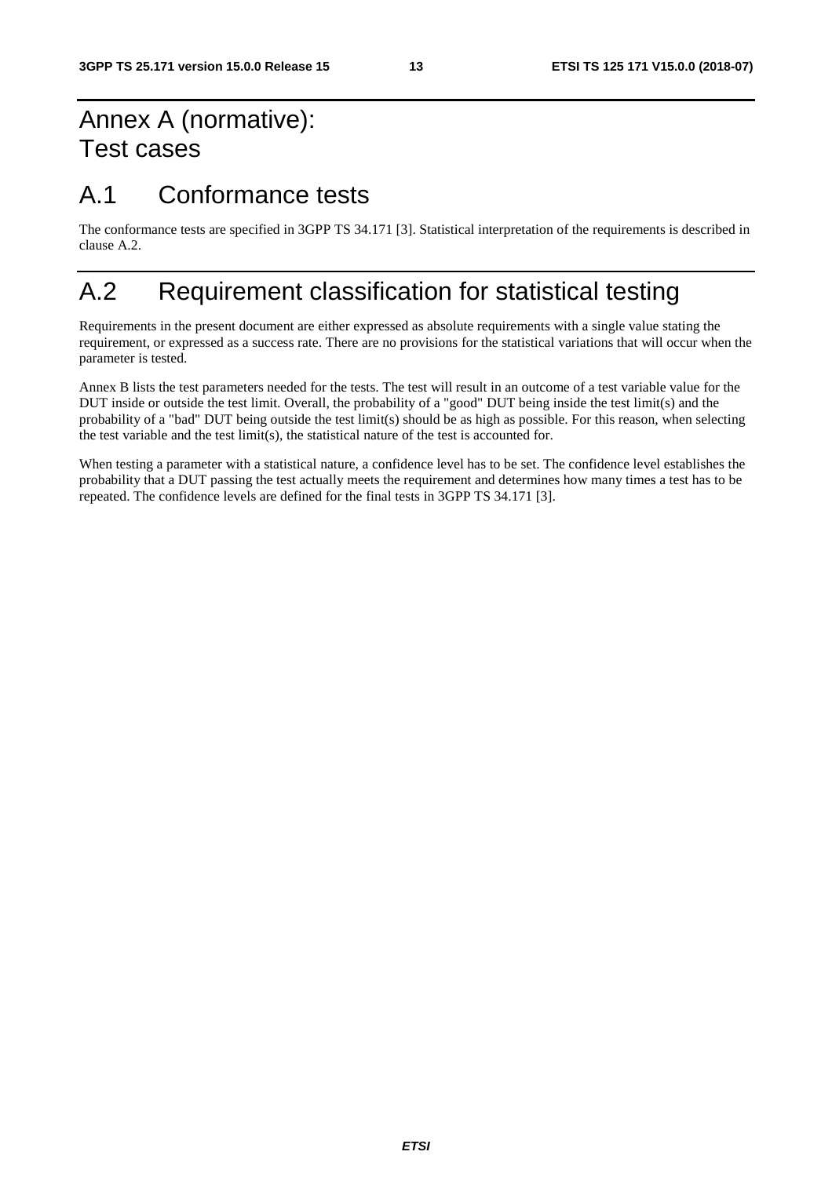# Annex A (normative): Test cases

## A.1 Conformance tests

The conformance tests are specified in 3GPP TS 34.171 [3]. Statistical interpretation of the requirements is described in clause A.2.

## A.2 Requirement classification for statistical testing

Requirements in the present document are either expressed as absolute requirements with a single value stating the requirement, or expressed as a success rate. There are no provisions for the statistical variations that will occur when the parameter is tested.

Annex B lists the test parameters needed for the tests. The test will result in an outcome of a test variable value for the DUT inside or outside the test limit. Overall, the probability of a "good" DUT being inside the test limit(s) and the probability of a "bad" DUT being outside the test limit(s) should be as high as possible. For this reason, when selecting the test variable and the test limit(s), the statistical nature of the test is accounted for.

When testing a parameter with a statistical nature, a confidence level has to be set. The confidence level establishes the probability that a DUT passing the test actually meets the requirement and determines how many times a test has to be repeated. The confidence levels are defined for the final tests in 3GPP TS 34.171 [3].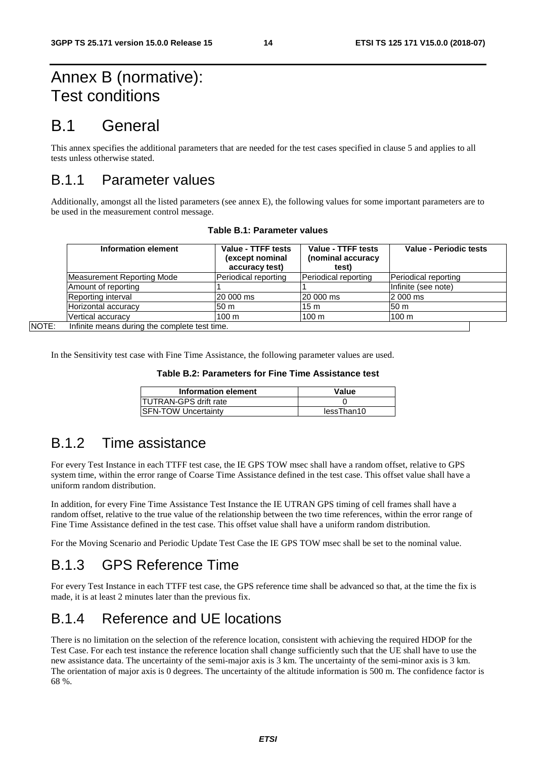# Annex B (normative): Test conditions

# B.1 General

This annex specifies the additional parameters that are needed for the test cases specified in clause 5 and applies to all tests unless otherwise stated.

## B.1.1 Parameter values

Additionally, amongst all the listed parameters (see annex E), the following values for some important parameters are to be used in the measurement control message.

**Table B.1: Parameter values**

| Information element | Value - TTFF tests (except nominal accuracy test) | Value - TTFF tests (nominal accuracy test) | Value - Periodic tests |
|---|---|---|---|
| Measurement Reporting Mode | Periodical reporting | Periodical reporting | Periodical reporting |
| Amount of reporting | 1 | 1 | Infinite (see note) |
| Reporting interval | 20 000 ms | 20 000 ms | 2 000 ms |
| Horizontal accuracy | 50 m | 15 m | 50 m |
| Vertical accuracy | 100 m | 100 m | 100 m |
| NOTE: Infinite means during the complete test time. | | | |

In the Sensitivity test case with Fine Time Assistance, the following parameter values are used.

**Table B.2: Parameters for Fine Time Assistance test**

| Information element | Value |
|---|---|
| UTRAN-GPS drift rate | 0 |
| SFN-TOW Uncertainty | lessThan10 |

## B.1.2 Time assistance

For every Test Instance in each TTFF test case, the IE GPS TOW msec shall have a random offset, relative to GPS system time, within the error range of Coarse Time Assistance defined in the test case. This offset value shall have a uniform random distribution.

In addition, for every Fine Time Assistance Test Instance the IE UTRAN GPS timing of cell frames shall have a random offset, relative to the true value of the relationship between the two time references, within the error range of Fine Time Assistance defined in the test case. This offset value shall have a uniform random distribution.

For the Moving Scenario and Periodic Update Test Case the IE GPS TOW msec shall be set to the nominal value.

## B.1.3 GPS Reference Time

For every Test Instance in each TTFF test case, the GPS reference time shall be advanced so that, at the time the fix is made, it is at least 2 minutes later than the previous fix.

## B.1.4 Reference and UE locations

There is no limitation on the selection of the reference location, consistent with achieving the required HDOP for the Test Case. For each test instance the reference location shall change sufficiently such that the UE shall have to use the new assistance data. The uncertainty of the semi-major axis is 3 km. The uncertainty of the semi-minor axis is 3 km. The orientation of major axis is 0 degrees. The uncertainty of the altitude information is 500 m. The confidence factor is 68 %.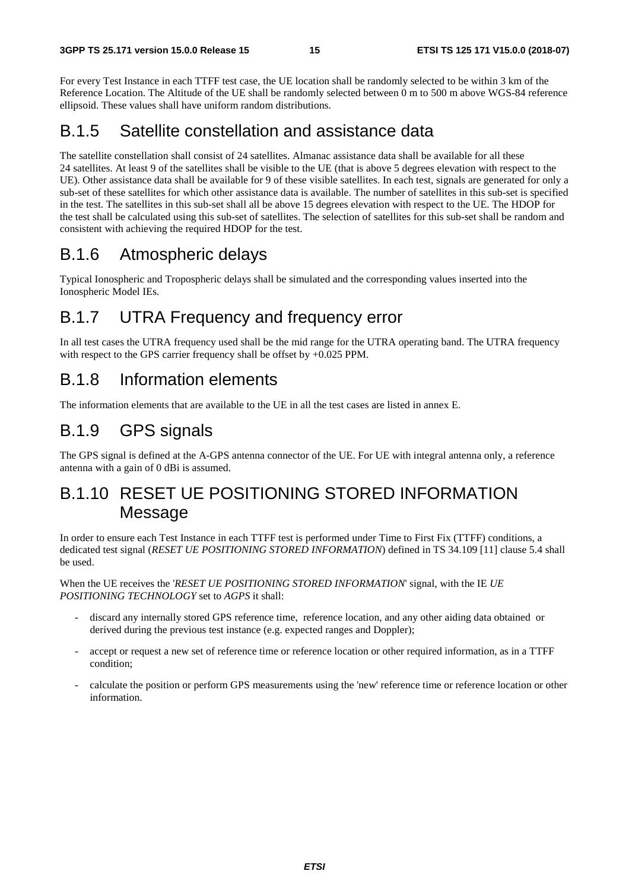For every Test Instance in each TTFF test case, the UE location shall be randomly selected to be within 3 km of the Reference Location. The Altitude of the UE shall be randomly selected between 0 m to 500 m above WGS-84 reference ellipsoid. These values shall have uniform random distributions.

## B.1.5 Satellite constellation and assistance data

The satellite constellation shall consist of 24 satellites. Almanac assistance data shall be available for all these 24 satellites. At least 9 of the satellites shall be visible to the UE (that is above 5 degrees elevation with respect to the UE). Other assistance data shall be available for 9 of these visible satellites. In each test, signals are generated for only a sub-set of these satellites for which other assistance data is available. The number of satellites in this sub-set is specified in the test. The satellites in this sub-set shall all be above 15 degrees elevation with respect to the UE. The HDOP for the test shall be calculated using this sub-set of satellites. The selection of satellites for this sub-set shall be random and consistent with achieving the required HDOP for the test.

## B.1.6 Atmospheric delays

Typical Ionospheric and Tropospheric delays shall be simulated and the corresponding values inserted into the Ionospheric Model IEs.

## B.1.7 UTRA Frequency and frequency error

In all test cases the UTRA frequency used shall be the mid range for the UTRA operating band. The UTRA frequency with respect to the GPS carrier frequency shall be offset by +0.025 PPM.

## B.1.8 Information elements

The information elements that are available to the UE in all the test cases are listed in annex E.

## B.1.9 GPS signals

The GPS signal is defined at the A-GPS antenna connector of the UE. For UE with integral antenna only, a reference antenna with a gain of 0 dBi is assumed.

## B.1.10 RESET UE POSITIONING STORED INFORMATION Message

In order to ensure each Test Instance in each TTFF test is performed under Time to First Fix (TTFF) conditions, a dedicated test signal (*RESET UE POSITIONING STORED INFORMATION*) defined in TS 34.109 [11] clause 5.4 shall be used.

When the UE receives the '*RESET UE POSITIONING STORED INFORMATION*' signal, with the IE *UE POSITIONING TECHNOLOGY* set to *AGPS* it shall:

- discard any internally stored GPS reference time, reference location, and any other aiding data obtained or derived during the previous test instance (e.g. expected ranges and Doppler);
- accept or request a new set of reference time or reference location or other required information, as in a TTFF condition;
- calculate the position or perform GPS measurements using the 'new' reference time or reference location or other information.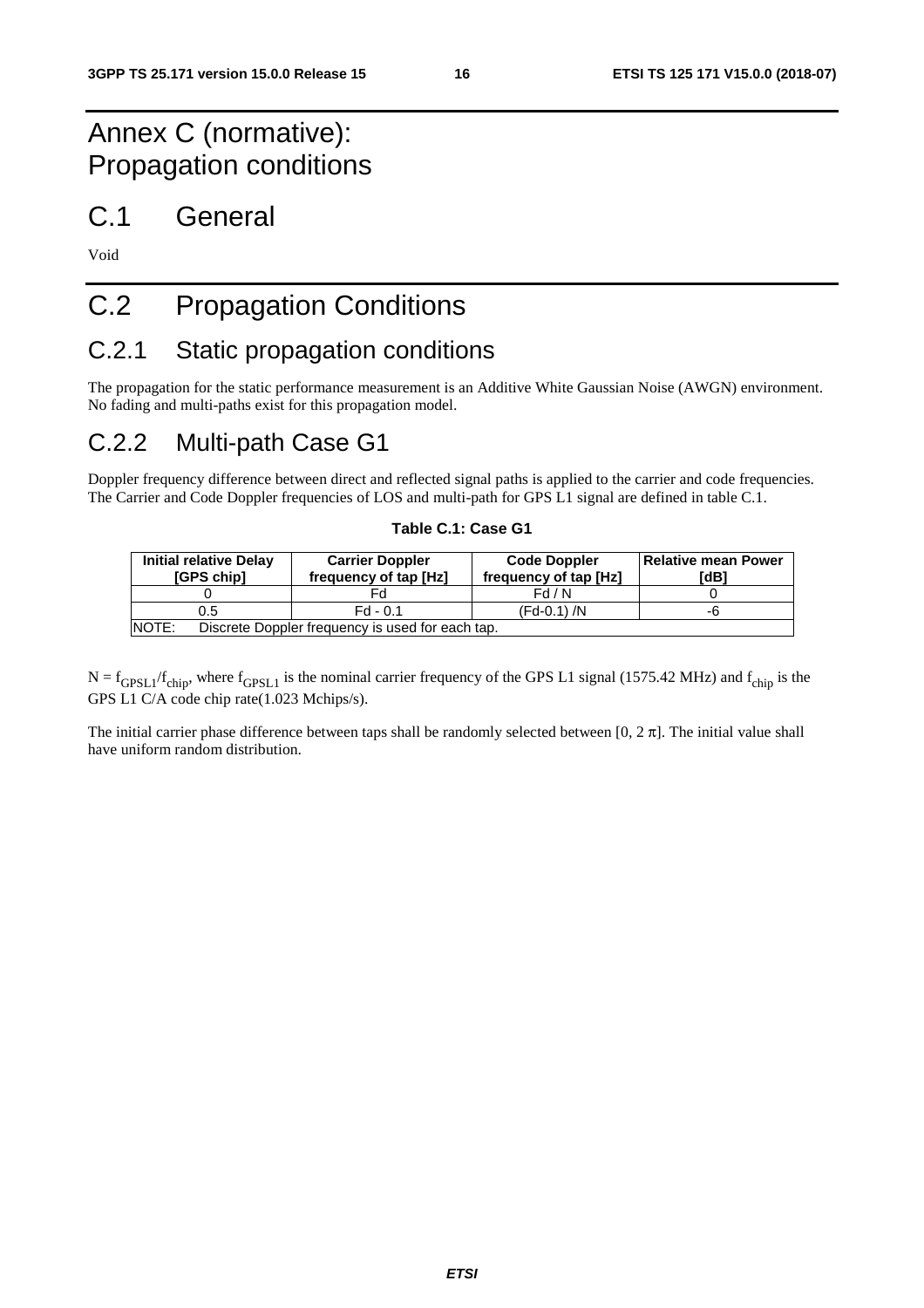# Annex C (normative): Propagation conditions

## C.1 General

Void

## C.2 Propagation Conditions

### C.2.1 Static propagation conditions

The propagation for the static performance measurement is an Additive White Gaussian Noise (AWGN) environment. No fading and multi-paths exist for this propagation model.

### C.2.2 Multi-path Case G1

Doppler frequency difference between direct and reflected signal paths is applied to the carrier and code frequencies. The Carrier and Code Doppler frequencies of LOS and multi-path for GPS L1 signal are defined in table C.1.

**Table C.1: Case G1**

| Initial relative Delay [GPS chip] | Carrier Doppler frequency of tap [Hz] | Code Doppler frequency of tap [Hz] | Relative mean Power [dB] |
|---|---|---|---|
| 0 | Fd | Fd / N | 0 |
| 0.5 | Fd - 0.1 | (Fd-0.1) /N | -6 |
| NOTE: Discrete Doppler frequency is used for each tap. | | | |

$N = f_{GPSL1}/f_{chip}$, where $f_{GPSL1}$ is the nominal carrier frequency of the GPS L1 signal (1575.42 MHz) and $f_{chip}$ is the GPS L1 C/A code chip rate(1.023 Mchips/s).

The initial carrier phase difference between taps shall be randomly selected between $[0, 2\pi]$. The initial value shall have uniform random distribution.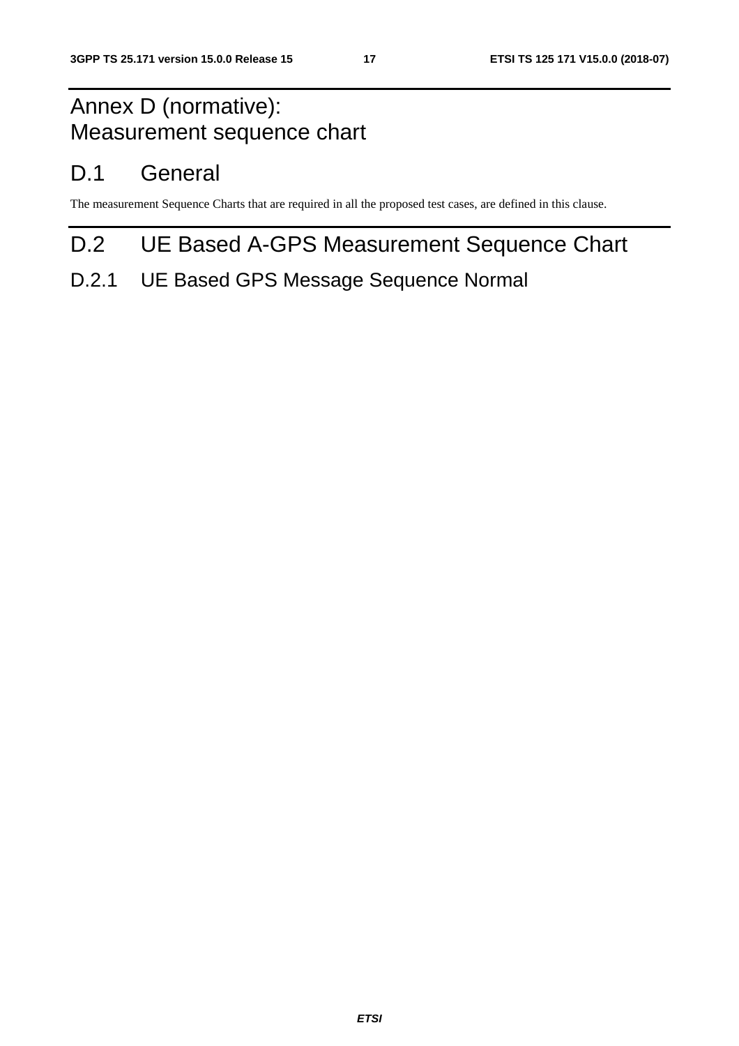# Annex D (normative): Measurement sequence chart

# D.1 General

The measurement Sequence Charts that are required in all the proposed test cases, are defined in this clause.

# D.2 UE Based A-GPS Measurement Sequence Chart

## D.2.1 UE Based GPS Message Sequence Normal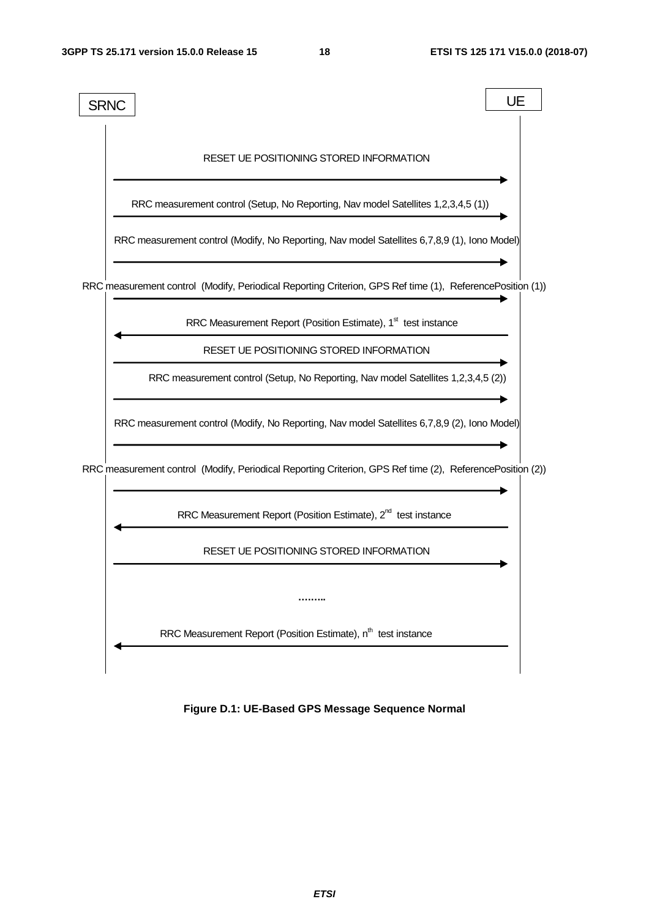SRNC | UE

RESET UE POSITIONING STORED INFORMATION

RRC measurement control (Setup, No Reporting, Nav model Satellites 1,2,3,4,5 (1))

RRC measurement control (Modify, No Reporting, Nav model Satellites 6,7,8,9 (1), Iono Model)

RRC measurement control (Modify, Periodical Reporting Criterion, GPS Ref time (1), ReferencePosition (1))

RRC Measurement Report (Position Estimate), 1st test instance

RESET UE POSITIONING STORED INFORMATION

RRC measurement control (Setup, No Reporting, Nav model Satellites 1,2,3,4,5 (2))

RRC measurement control (Modify, No Reporting, Nav model Satellites 6,7,8,9 (2), Iono Model)

RRC measurement control (Modify, Periodical Reporting Criterion, GPS Ref time (2), ReferencePosition (2))

RRC Measurement Report (Position Estimate), 2nd test instance

RESET UE POSITIONING STORED INFORMATION

……...

RRC Measurement Report (Position Estimate), nth test instance

**Figure D.1: UE-Based GPS Message Sequence Normal**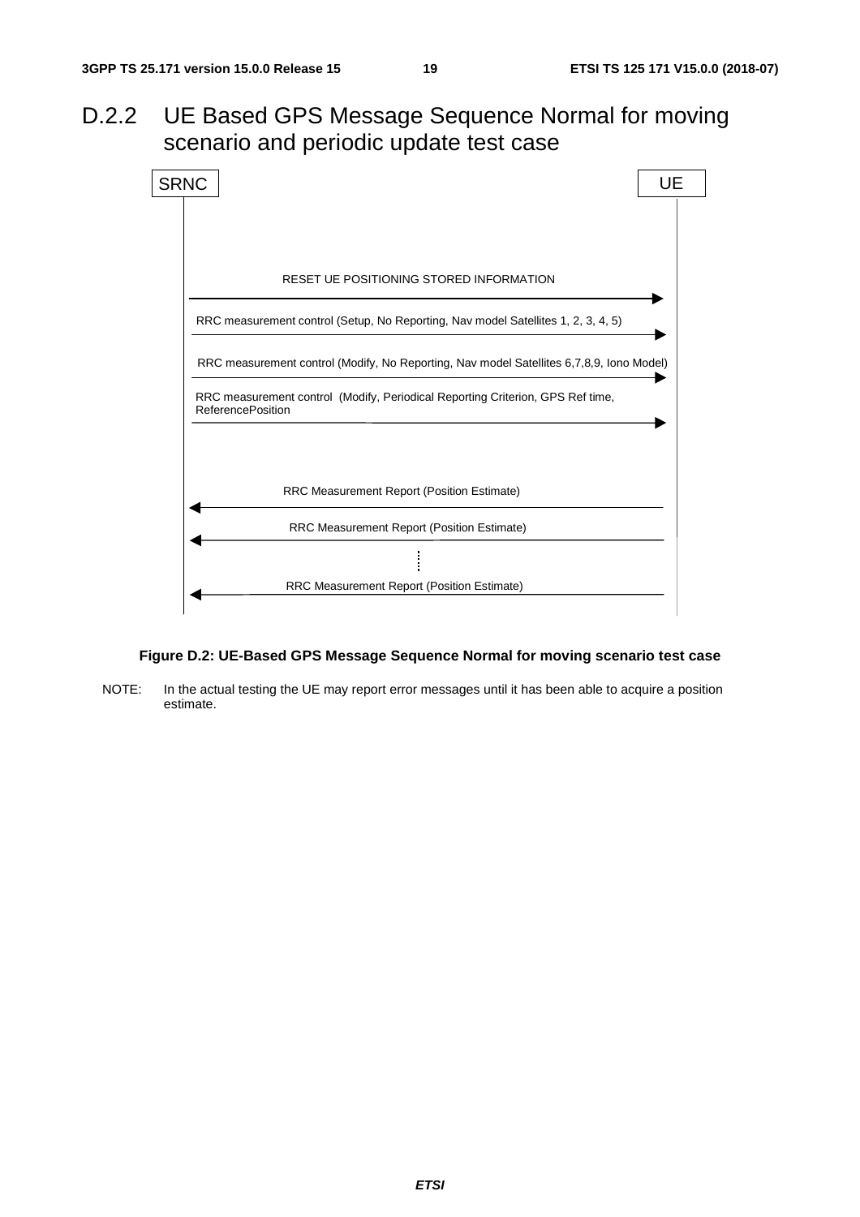## D.2.2 UE Based GPS Message Sequence Normal for moving scenario and periodic update test case

SRNC → UE: RESET UE POSITIONING STORED INFORMATION

SRNC → UE: RRC measurement control (Setup, No Reporting, Nav model Satellites 1, 2, 3, 4, 5)

SRNC → UE: RRC measurement control (Modify, No Reporting, Nav model Satellites 6,7,8,9, Iono Model)

SRNC → UE: RRC measurement control (Modify, Periodical Reporting Criterion, GPS Ref time, ReferencePosition

UE → SRNC: RRC Measurement Report (Position Estimate)

UE → SRNC: RRC Measurement Report (Position Estimate)

⋮

UE → SRNC: RRC Measurement Report (Position Estimate)

**Figure D.2: UE-Based GPS Message Sequence Normal for moving scenario test case**

NOTE: In the actual testing the UE may report error messages until it has been able to acquire a position estimate.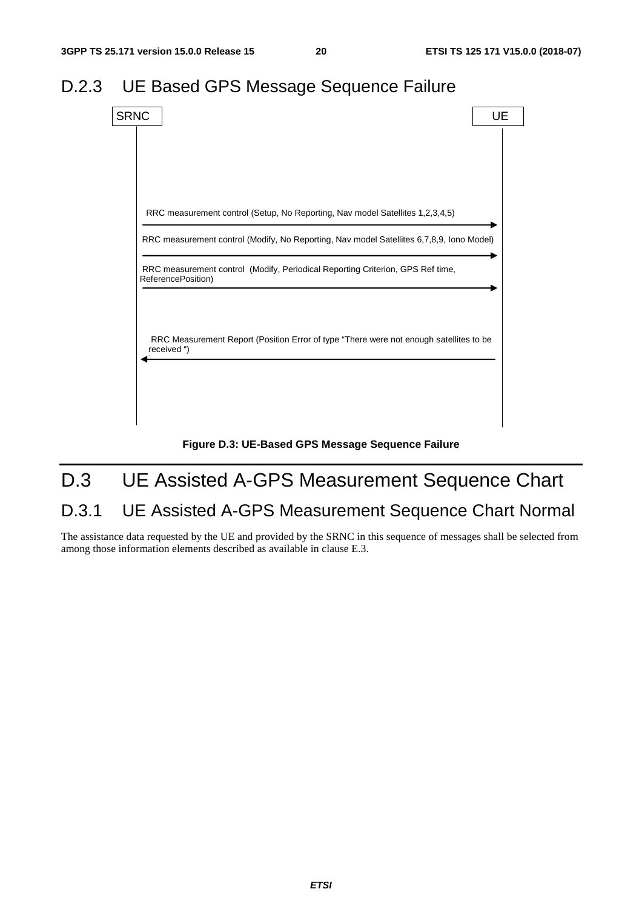## D.2.3 UE Based GPS Message Sequence Failure

SRNC | UE

RRC measurement control (Setup, No Reporting, Nav model Satellites 1,2,3,4,5) →

RRC measurement control (Modify, No Reporting, Nav model Satellites 6,7,8,9, Iono Model) →

RRC measurement control (Modify, Periodical Reporting Criterion, GPS Ref time, ReferencePosition) →

← RRC Measurement Report (Position Error of type "There were not enough satellites to be received ")

**Figure D.3: UE-Based GPS Message Sequence Failure**

# D.3 UE Assisted A-GPS Measurement Sequence Chart

## D.3.1 UE Assisted A-GPS Measurement Sequence Chart Normal

The assistance data requested by the UE and provided by the SRNC in this sequence of messages shall be selected from among those information elements described as available in clause E.3.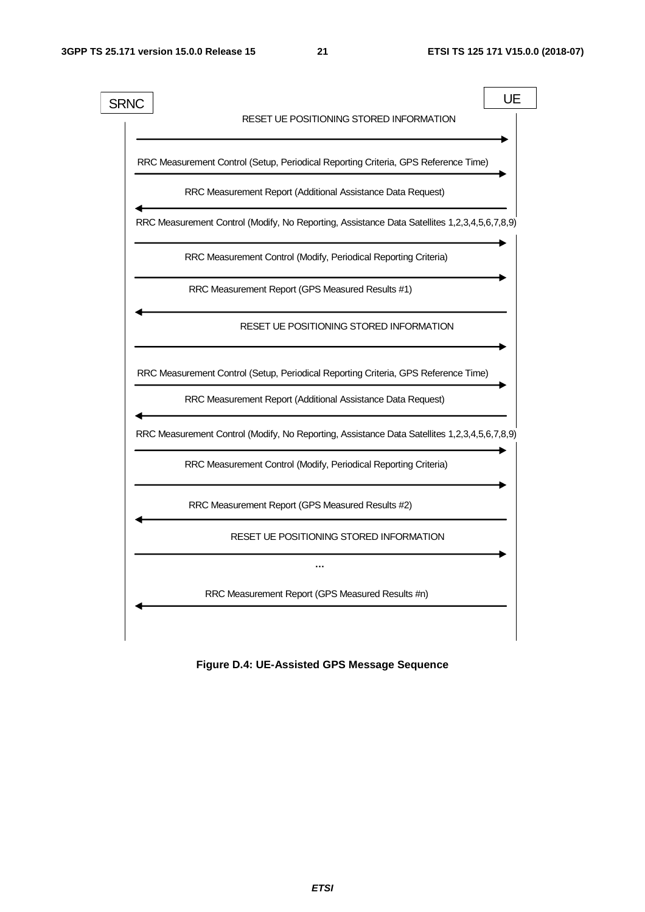SRNC | UE

RESET UE POSITIONING STORED INFORMATION (SRNC → UE)

RRC Measurement Control (Setup, Periodical Reporting Criteria, GPS Reference Time) (SRNC → UE)

RRC Measurement Report (Additional Assistance Data Request) (UE → SRNC)

RRC Measurement Control (Modify, No Reporting, Assistance Data Satellites 1,2,3,4,5,6,7,8,9) (SRNC → UE)

RRC Measurement Control (Modify, Periodical Reporting Criteria) (SRNC → UE)

RRC Measurement Report (GPS Measured Results #1) (UE → SRNC)

RESET UE POSITIONING STORED INFORMATION (SRNC → UE)

RRC Measurement Control (Setup, Periodical Reporting Criteria, GPS Reference Time) (SRNC → UE)

RRC Measurement Report (Additional Assistance Data Request) (UE → SRNC)

RRC Measurement Control (Modify, No Reporting, Assistance Data Satellites 1,2,3,4,5,6,7,8,9) (SRNC → UE)

RRC Measurement Control (Modify, Periodical Reporting Criteria) (SRNC → UE)

RRC Measurement Report (GPS Measured Results #2) (UE → SRNC)

RESET UE POSITIONING STORED INFORMATION (SRNC → UE)

…

RRC Measurement Report (GPS Measured Results #n) (UE → SRNC)

**Figure D.4: UE-Assisted GPS Message Sequence**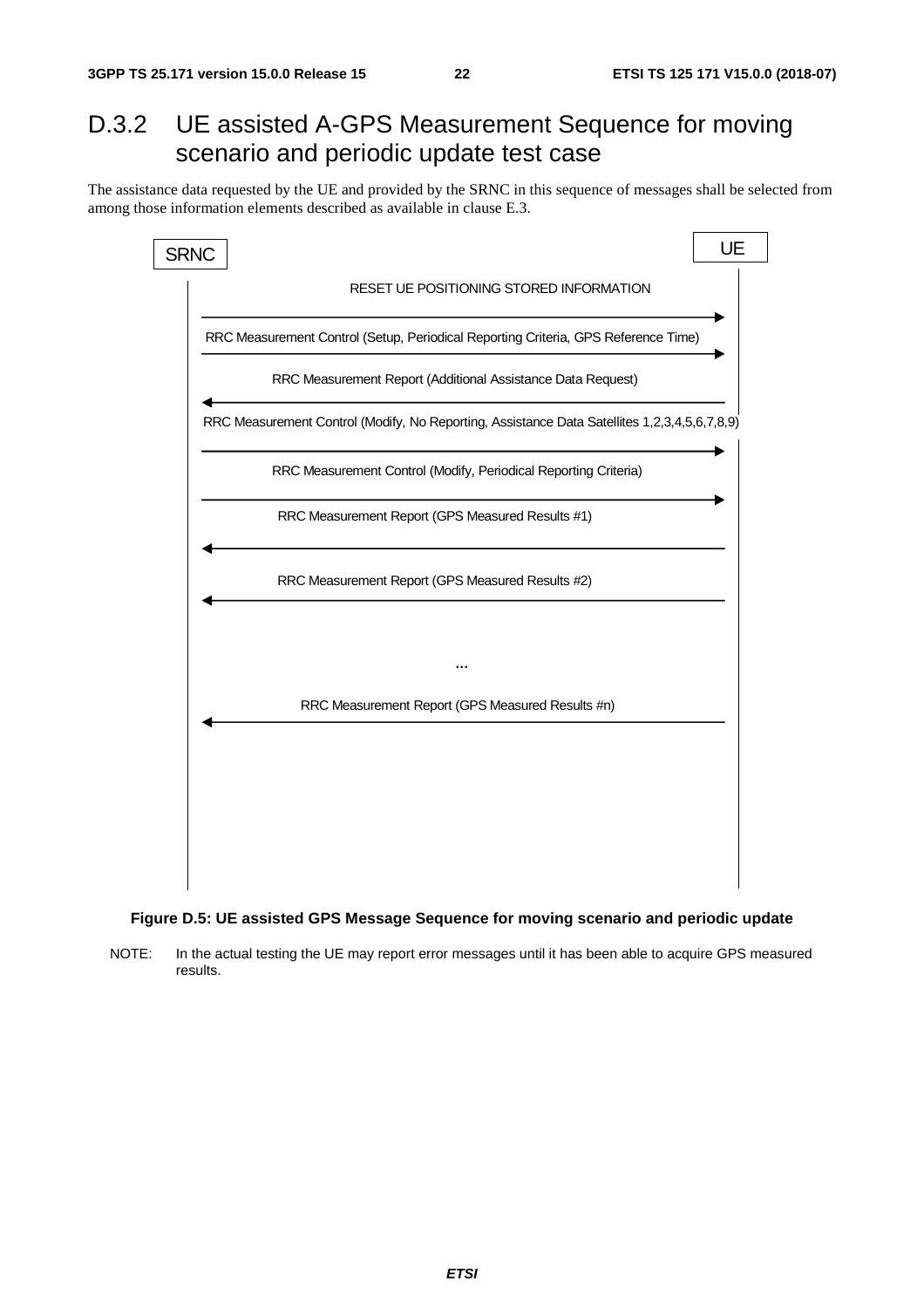## D.3.2 UE assisted A-GPS Measurement Sequence for moving scenario and periodic update test case

The assistance data requested by the UE and provided by the SRNC in this sequence of messages shall be selected from among those information elements described as available in clause E.3.

SRNC

UE

RESET UE POSITIONING STORED INFORMATION

RRC Measurement Control (Setup, Periodical Reporting Criteria, GPS Reference Time)

RRC Measurement Report (Additional Assistance Data Request)

RRC Measurement Control (Modify, No Reporting, Assistance Data Satellites 1,2,3,4,5,6,7,8,9)

RRC Measurement Control (Modify, Periodical Reporting Criteria)

RRC Measurement Report (GPS Measured Results #1)

RRC Measurement Report (GPS Measured Results #2)

…

RRC Measurement Report (GPS Measured Results #n)

**Figure D.5: UE assisted GPS Message Sequence for moving scenario and periodic update**

NOTE: In the actual testing the UE may report error messages until it has been able to acquire GPS measured results.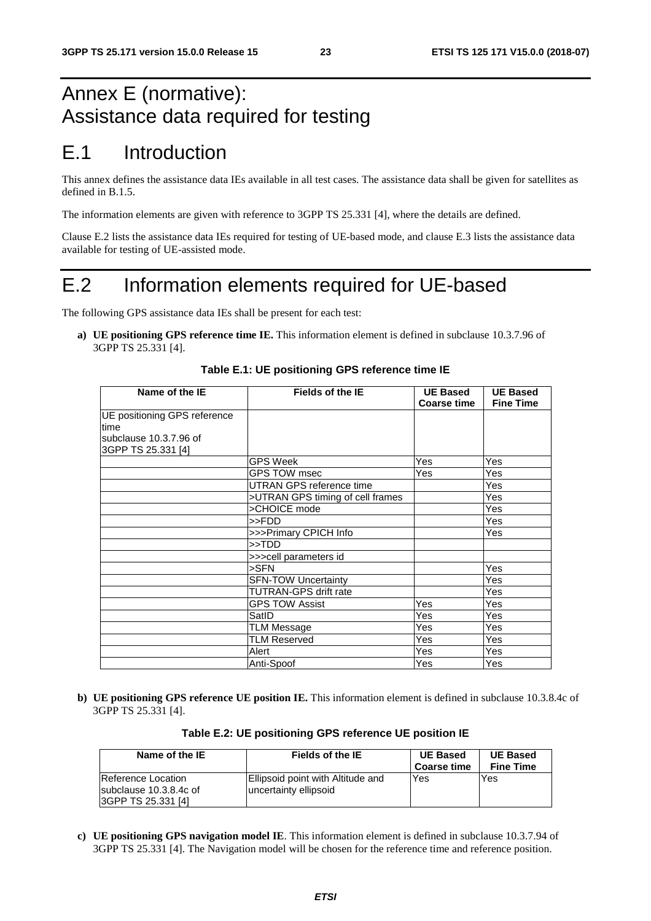# Annex E (normative): Assistance data required for testing

# E.1 Introduction

This annex defines the assistance data IEs available in all test cases. The assistance data shall be given for satellites as defined in B.1.5.

The information elements are given with reference to 3GPP TS 25.331 [4], where the details are defined.

Clause E.2 lists the assistance data IEs required for testing of UE-based mode, and clause E.3 lists the assistance data available for testing of UE-assisted mode.

# E.2 Information elements required for UE-based

The following GPS assistance data IEs shall be present for each test:

**a) UE positioning GPS reference time IE.** This information element is defined in subclause 10.3.7.96 of 3GPP TS 25.331 [4].

**Table E.1: UE positioning GPS reference time IE**

| Name of the IE | Fields of the IE | UE Based Coarse time | UE Based Fine Time |
|---|---|---|---|
| UE positioning GPS reference time subclause 10.3.7.96 of 3GPP TS 25.331 [4] | | | |
| | GPS Week | Yes | Yes |
| | GPS TOW msec | Yes | Yes |
| | UTRAN GPS reference time | | Yes |
| | >UTRAN GPS timing of cell frames | | Yes |
| | >CHOICE mode | | Yes |
| | >>FDD | | Yes |
| | >>>Primary CPICH Info | | Yes |
| | >>TDD | | |
| | >>>cell parameters id | | |
| | >SFN | | Yes |
| | SFN-TOW Uncertainty | | Yes |
| | TUTRAN-GPS drift rate | | Yes |
| | GPS TOW Assist | Yes | Yes |
| | SatID | Yes | Yes |
| | TLM Message | Yes | Yes |
| | TLM Reserved | Yes | Yes |
| | Alert | Yes | Yes |
| | Anti-Spoof | Yes | Yes |

**b) UE positioning GPS reference UE position IE.** This information element is defined in subclause 10.3.8.4c of 3GPP TS 25.331 [4].

**Table E.2: UE positioning GPS reference UE position IE**

| Name of the IE | Fields of the IE | UE Based Coarse time | UE Based Fine Time |
|---|---|---|---|
| Reference Location subclause 10.3.8.4c of 3GPP TS 25.331 [4] | Ellipsoid point with Altitude and uncertainty ellipsoid | Yes | Yes |

**c) UE positioning GPS navigation model IE**. This information element is defined in subclause 10.3.7.94 of 3GPP TS 25.331 [4]. The Navigation model will be chosen for the reference time and reference position.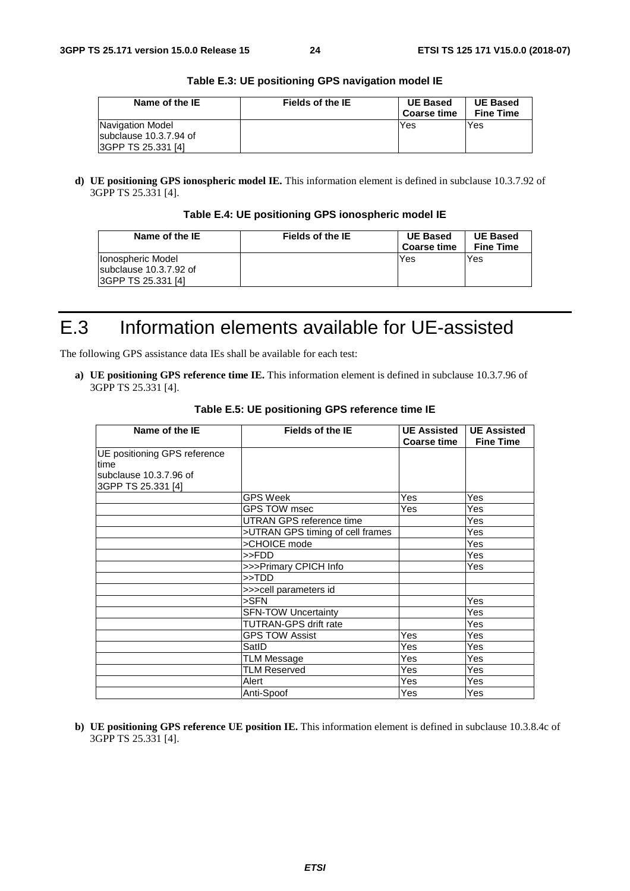**Table E.3: UE positioning GPS navigation model IE**

| Name of the IE | Fields of the IE | UE Based Coarse time | UE Based Fine Time |
|---|---|---|---|
| Navigation Model subclause 10.3.7.94 of 3GPP TS 25.331 [4] | | Yes | Yes |

**d) UE positioning GPS ionospheric model IE.** This information element is defined in subclause 10.3.7.92 of 3GPP TS 25.331 [4].

**Table E.4: UE positioning GPS ionospheric model IE**

| Name of the IE | Fields of the IE | UE Based Coarse time | UE Based Fine Time |
|---|---|---|---|
| Ionospheric Model subclause 10.3.7.92 of 3GPP TS 25.331 [4] | | Yes | Yes |

# E.3 Information elements available for UE-assisted

The following GPS assistance data IEs shall be available for each test:

**a) UE positioning GPS reference time IE.** This information element is defined in subclause 10.3.7.96 of 3GPP TS 25.331 [4].

**Table E.5: UE positioning GPS reference time IE**

| Name of the IE | Fields of the IE | UE Assisted Coarse time | UE Assisted Fine Time |
|---|---|---|---|
| UE positioning GPS reference time subclause 10.3.7.96 of 3GPP TS 25.331 [4] | | | |
| | GPS Week | Yes | Yes |
| | GPS TOW msec | Yes | Yes |
| | UTRAN GPS reference time | | Yes |
| | >UTRAN GPS timing of cell frames | | Yes |
| | >CHOICE mode | | Yes |
| | >>FDD | | Yes |
| | >>>Primary CPICH Info | | Yes |
| | >>TDD | | |
| | >>>cell parameters id | | |
| | >SFN | | Yes |
| | SFN-TOW Uncertainty | | Yes |
| | TUTRAN-GPS drift rate | | Yes |
| | GPS TOW Assist | Yes | Yes |
| | SatID | Yes | Yes |
| | TLM Message | Yes | Yes |
| | TLM Reserved | Yes | Yes |
| | Alert | Yes | Yes |
| | Anti-Spoof | Yes | Yes |

**b) UE positioning GPS reference UE position IE.** This information element is defined in subclause 10.3.8.4c of 3GPP TS 25.331 [4].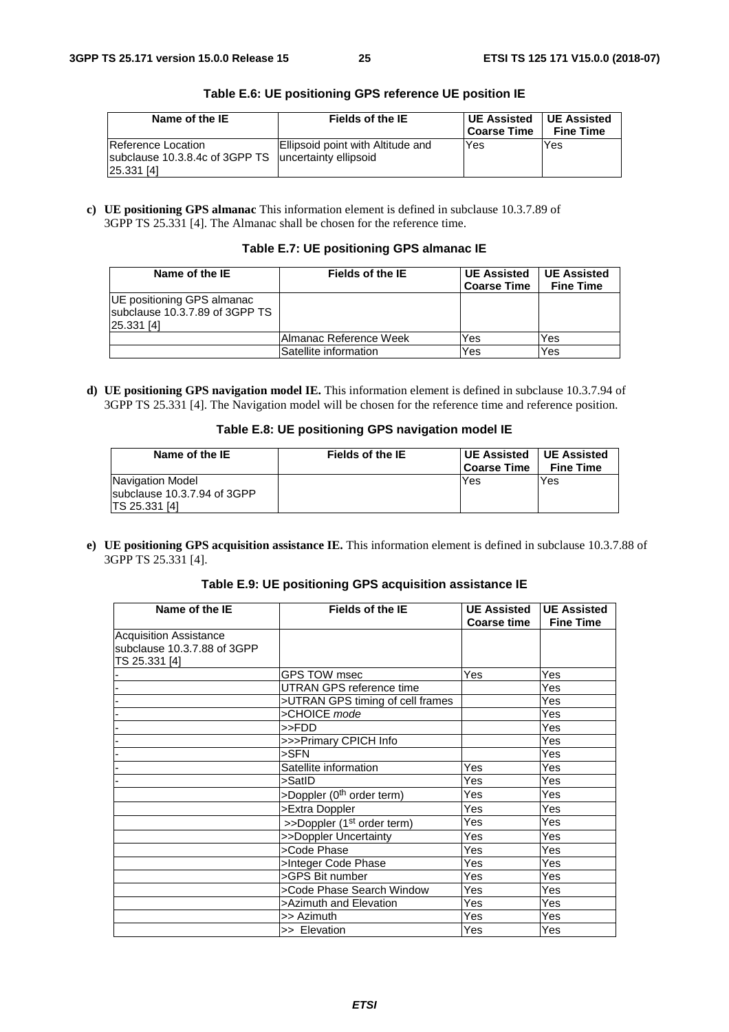**Table E.6: UE positioning GPS reference UE position IE**

| Name of the IE | Fields of the IE | UE Assisted Coarse Time | UE Assisted Fine Time |
|---|---|---|---|
| Reference Location subclause 10.3.8.4c of 3GPP TS 25.331 [4] | Ellipsoid point with Altitude and uncertainty ellipsoid | Yes | Yes |

**c) UE positioning GPS almanac** This information element is defined in subclause 10.3.7.89 of 3GPP TS 25.331 [4]. The Almanac shall be chosen for the reference time.

**Table E.7: UE positioning GPS almanac IE**

| Name of the IE | Fields of the IE | UE Assisted Coarse Time | UE Assisted Fine Time |
|---|---|---|---|
| UE positioning GPS almanac subclause 10.3.7.89 of 3GPP TS 25.331 [4] | | | |
| | Almanac Reference Week | Yes | Yes |
| | Satellite information | Yes | Yes |

**d) UE positioning GPS navigation model IE.** This information element is defined in subclause 10.3.7.94 of 3GPP TS 25.331 [4]. The Navigation model will be chosen for the reference time and reference position.

**Table E.8: UE positioning GPS navigation model IE**

| Name of the IE | Fields of the IE | UE Assisted Coarse Time | UE Assisted Fine Time |
|---|---|---|---|
| Navigation Model subclause 10.3.7.94 of 3GPP TS 25.331 [4] | | Yes | Yes |

**e) UE positioning GPS acquisition assistance IE.** This information element is defined in subclause 10.3.7.88 of 3GPP TS 25.331 [4].

**Table E.9: UE positioning GPS acquisition assistance IE**

| Name of the IE | Fields of the IE | UE Assisted Coarse time | UE Assisted Fine Time |
|---|---|---|---|
| Acquisition Assistance subclause 10.3.7.88 of 3GPP TS 25.331 [4] | | | |
| - | GPS TOW msec | Yes | Yes |
| - | UTRAN GPS reference time | | Yes |
| - | >UTRAN GPS timing of cell frames | | Yes |
| - | >CHOICE *mode* | | Yes |
| - | >>FDD | | Yes |
| - | >>>Primary CPICH Info | | Yes |
| - | >SFN | | Yes |
| - | Satellite information | Yes | Yes |
| - | >SatID | Yes | Yes |
| | >Doppler (0th order term) | Yes | Yes |
| | >Extra Doppler | Yes | Yes |
| | >>Doppler (1st order term) | Yes | Yes |
| | >>Doppler Uncertainty | Yes | Yes |
| | >Code Phase | Yes | Yes |
| | >Integer Code Phase | Yes | Yes |
| | >GPS Bit number | Yes | Yes |
| | >Code Phase Search Window | Yes | Yes |
| | >Azimuth and Elevation | Yes | Yes |
| | >> Azimuth | Yes | Yes |
| | >> Elevation | Yes | Yes |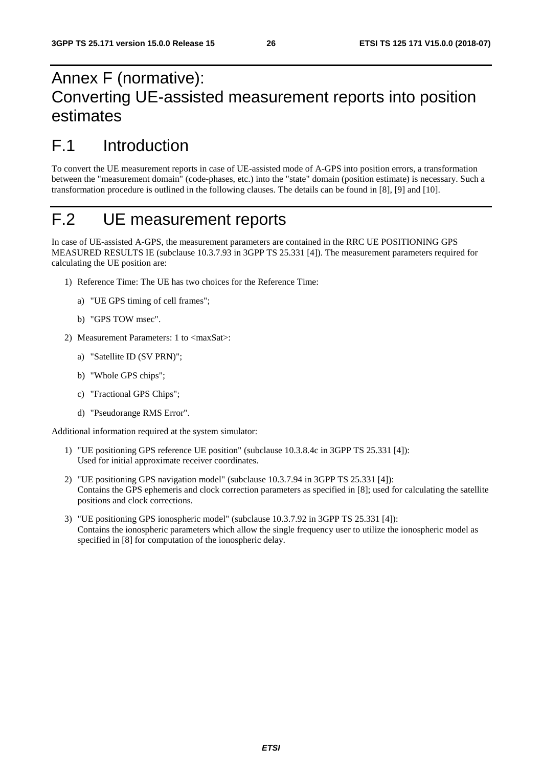# Annex F (normative): Converting UE-assisted measurement reports into position estimates

# F.1 Introduction

To convert the UE measurement reports in case of UE-assisted mode of A-GPS into position errors, a transformation between the "measurement domain" (code-phases, etc.) into the "state" domain (position estimate) is necessary. Such a transformation procedure is outlined in the following clauses. The details can be found in [8], [9] and [10].

# F.2 UE measurement reports

In case of UE-assisted A-GPS, the measurement parameters are contained in the RRC UE POSITIONING GPS MEASURED RESULTS IE (subclause 10.3.7.93 in 3GPP TS 25.331 [4]). The measurement parameters required for calculating the UE position are:

1) Reference Time: The UE has two choices for the Reference Time:
   a) "UE GPS timing of cell frames";
   b) "GPS TOW msec".
2) Measurement Parameters: 1 to <maxSat>:
   a) "Satellite ID (SV PRN)";
   b) "Whole GPS chips";
   c) "Fractional GPS Chips";
   d) "Pseudorange RMS Error".

Additional information required at the system simulator:

1) "UE positioning GPS reference UE position" (subclause 10.3.8.4c in 3GPP TS 25.331 [4]):
   Used for initial approximate receiver coordinates.
2) "UE positioning GPS navigation model" (subclause 10.3.7.94 in 3GPP TS 25.331 [4]):
   Contains the GPS ephemeris and clock correction parameters as specified in [8]; used for calculating the satellite positions and clock corrections.
3) "UE positioning GPS ionospheric model" (subclause 10.3.7.92 in 3GPP TS 25.331 [4]):
   Contains the ionospheric parameters which allow the single frequency user to utilize the ionospheric model as specified in [8] for computation of the ionospheric delay.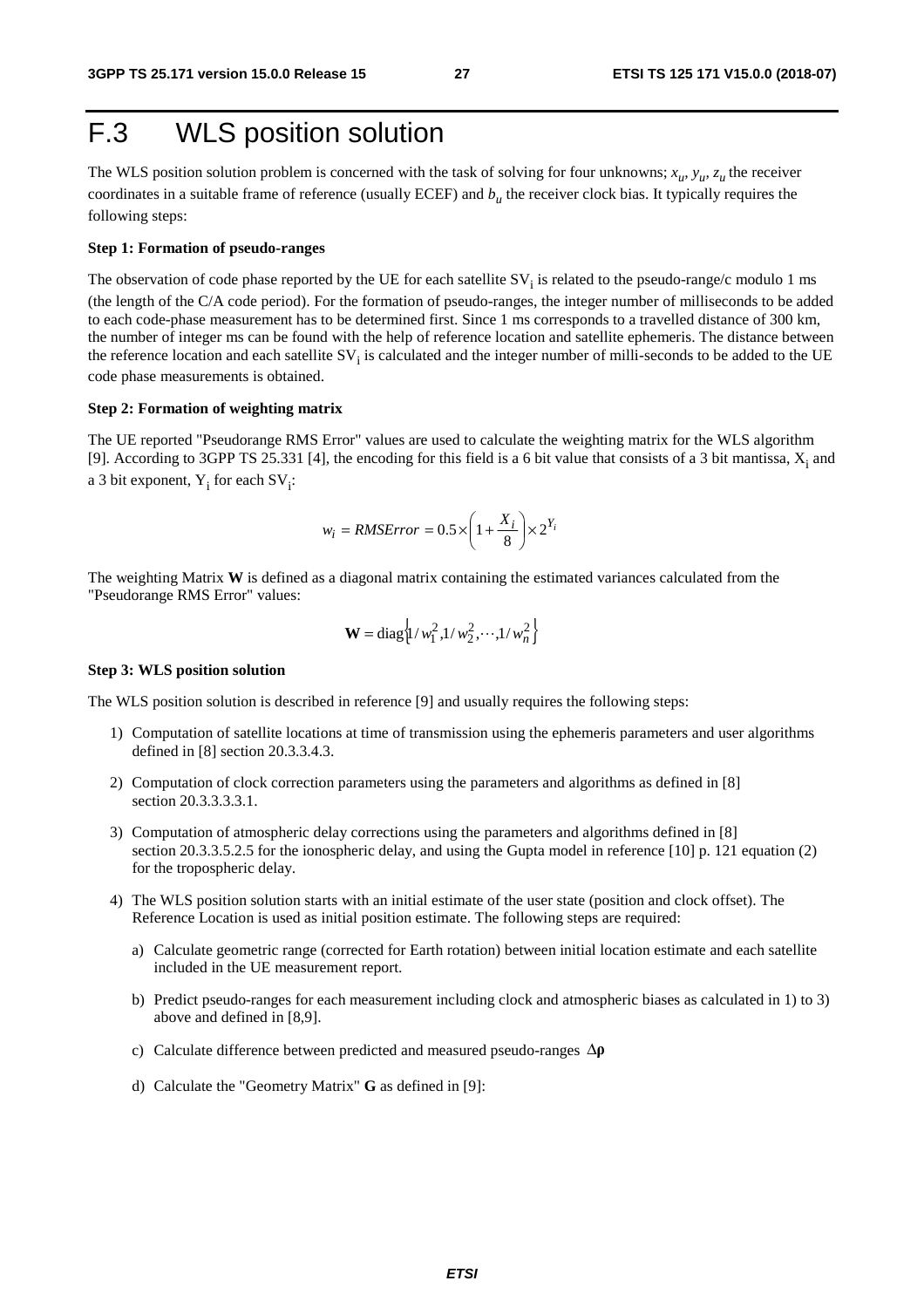# F.3 WLS position solution

The WLS position solution problem is concerned with the task of solving for four unknowns; $x_u$, $y_u$, $z_u$ the receiver coordinates in a suitable frame of reference (usually ECEF) and $b_u$ the receiver clock bias. It typically requires the following steps:

**Step 1: Formation of pseudo-ranges**

The observation of code phase reported by the UE for each satellite $SV_i$ is related to the pseudo-range/c modulo 1 ms (the length of the C/A code period). For the formation of pseudo-ranges, the integer number of milliseconds to be added to each code-phase measurement has to be determined first. Since 1 ms corresponds to a travelled distance of 300 km, the number of integer ms can be found with the help of reference location and satellite ephemeris. The distance between the reference location and each satellite $SV_i$ is calculated and the integer number of milli-seconds to be added to the UE code phase measurements is obtained.

**Step 2: Formation of weighting matrix**

The UE reported "Pseudorange RMS Error" values are used to calculate the weighting matrix for the WLS algorithm [9]. According to 3GPP TS 25.331 [4], the encoding for this field is a 6 bit value that consists of a 3 bit mantissa, $X_i$ and a 3 bit exponent, $Y_i$ for each $SV_i$:

$$w_i = RMSError = 0.5 \times \left(1 + \frac{X_i}{8}\right) \times 2^{Y_i}$$

The weighting Matrix **W** is defined as a diagonal matrix containing the estimated variances calculated from the "Pseudorange RMS Error" values:

$$\mathbf{W} = \text{diag}\left\{1/w_1^2, 1/w_2^2, \cdots, 1/w_n^2\right\}$$

**Step 3: WLS position solution**

The WLS position solution is described in reference [9] and usually requires the following steps:

1) Computation of satellite locations at time of transmission using the ephemeris parameters and user algorithms defined in [8] section 20.3.3.4.3.

2) Computation of clock correction parameters using the parameters and algorithms as defined in [8] section 20.3.3.3.3.1.

3) Computation of atmospheric delay corrections using the parameters and algorithms defined in [8] section 20.3.3.5.2.5 for the ionospheric delay, and using the Gupta model in reference [10] p. 121 equation (2) for the tropospheric delay.

4) The WLS position solution starts with an initial estimate of the user state (position and clock offset). The Reference Location is used as initial position estimate. The following steps are required:

   a) Calculate geometric range (corrected for Earth rotation) between initial location estimate and each satellite included in the UE measurement report.

   b) Predict pseudo-ranges for each measurement including clock and atmospheric biases as calculated in 1) to 3) above and defined in [8,9].

   c) Calculate difference between predicted and measured pseudo-ranges $\Delta\boldsymbol{\rho}$

   d) Calculate the "Geometry Matrix" **G** as defined in [9]: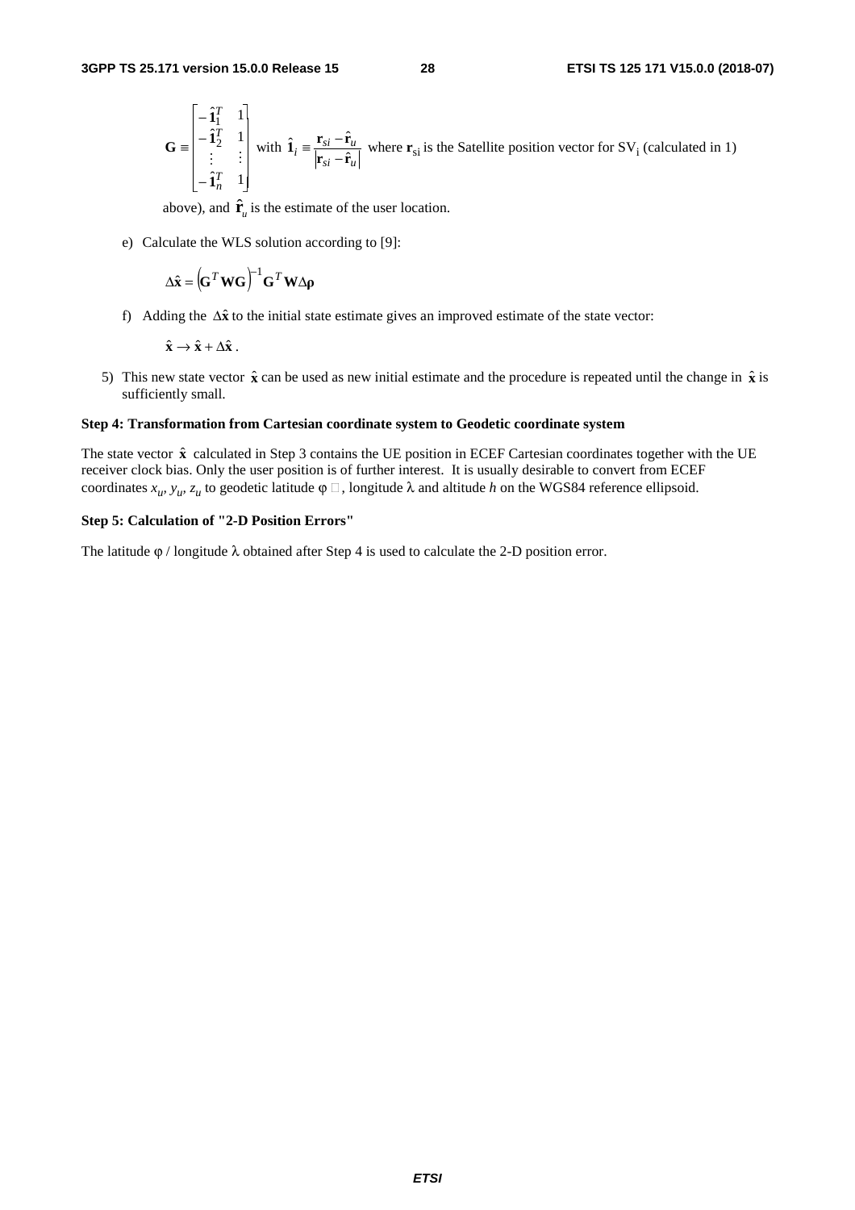$$\mathbf{G} \equiv \begin{bmatrix} -\hat{\mathbf{1}}_1^T & 1 \\ -\hat{\mathbf{1}}_2^T & 1 \\ \vdots & \vdots \\ -\hat{\mathbf{1}}_n^T & 1 \end{bmatrix}$$ with $\hat{\mathbf{1}}_i \equiv \frac{\mathbf{r}_{si} - \hat{\mathbf{r}}_u}{\left|\mathbf{r}_{si} - \hat{\mathbf{r}}_u\right|}$ where $\mathbf{r}_{si}$ is the Satellite position vector for $SV_i$ (calculated in 1) above), and $\hat{\mathbf{r}}_u$ is the estimate of the user location.

e) Calculate the WLS solution according to [9]:

$$\Delta\hat{\mathbf{x}} = \left(\mathbf{G}^T\mathbf{W}\mathbf{G}\right)^{-1}\mathbf{G}^T\mathbf{W}\Delta\boldsymbol{\rho}$$

f) Adding the $\Delta\hat{\mathbf{x}}$ to the initial state estimate gives an improved estimate of the state vector:

$\hat{\mathbf{x}} \rightarrow \hat{\mathbf{x}} + \Delta\hat{\mathbf{x}}$.

5) This new state vector $\hat{\mathbf{x}}$ can be used as new initial estimate and the procedure is repeated until the change in $\hat{\mathbf{x}}$ is sufficiently small.

**Step 4: Transformation from Cartesian coordinate system to Geodetic coordinate system**

The state vector $\hat{\mathbf{x}}$ calculated in Step 3 contains the UE position in ECEF Cartesian coordinates together with the UE receiver clock bias. Only the user position is of further interest. It is usually desirable to convert from ECEF coordinates $x_u$, $y_u$, $z_u$ to geodetic latitude $\varphi$, longitude $\lambda$ and altitude $h$ on the WGS84 reference ellipsoid.

**Step 5: Calculation of "2-D Position Errors"**

The latitude $\varphi$ / longitude $\lambda$ obtained after Step 4 is used to calculate the 2-D position error.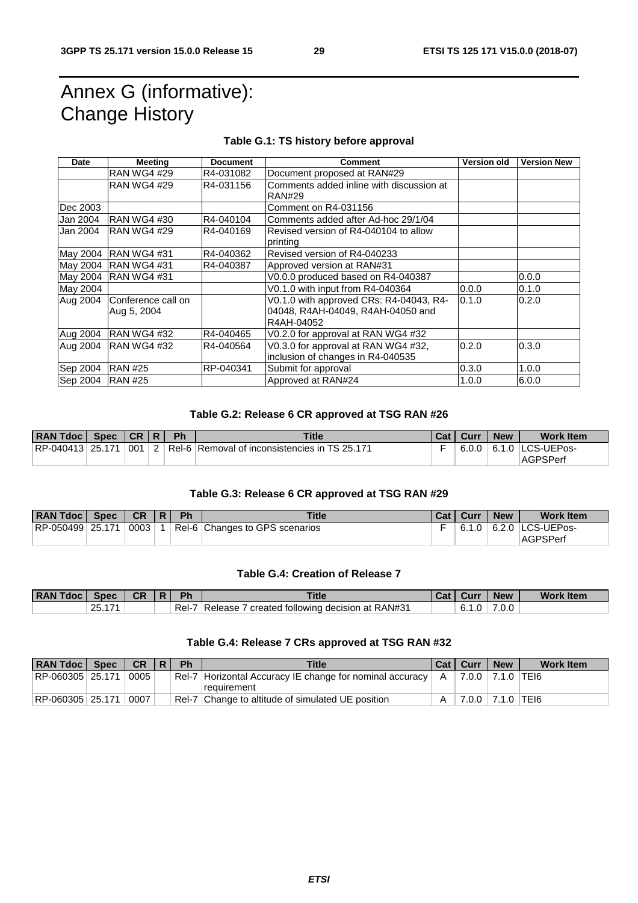# Annex G (informative): Change History

**Table G.1: TS history before approval**

| Date | Meeting | Document | Comment | Version old | Version New |
|---|---|---|---|---|---|
| | RAN WG4 #29 | R4-031082 | Document proposed at RAN#29 | | |
| | RAN WG4 #29 | R4-031156 | Comments added inline with discussion at RAN#29 | | |
| Dec 2003 | | | Comment on R4-031156 | | |
| Jan 2004 | RAN WG4 #30 | R4-040104 | Comments added after Ad-hoc 29/1/04 | | |
| Jan 2004 | RAN WG4 #29 | R4-040169 | Revised version of R4-040104 to allow printing | | |
| May 2004 | RAN WG4 #31 | R4-040362 | Revised version of R4-040233 | | |
| May 2004 | RAN WG4 #31 | R4-040387 | Approved version at RAN#31 | | |
| May 2004 | RAN WG4 #31 | | V0.0.0 produced based on R4-040387 | | 0.0.0 |
| May 2004 | | | V0.1.0 with input from R4-040364 | 0.0.0 | 0.1.0 |
| Aug 2004 | Conference call on Aug 5, 2004 | | V0.1.0 with approved CRs: R4-04043, R4-04048, R4AH-04049, R4AH-04050 and R4AH-04052 | 0.1.0 | 0.2.0 |
| Aug 2004 | RAN WG4 #32 | R4-040465 | V0.2.0 for approval at RAN WG4 #32 | | |
| Aug 2004 | RAN WG4 #32 | R4-040564 | V0.3.0 for approval at RAN WG4 #32, inclusion of changes in R4-040535 | 0.2.0 | 0.3.0 |
| Sep 2004 | RAN #25 | RP-040341 | Submit for approval | 0.3.0 | 1.0.0 |
| Sep 2004 | RAN #25 | | Approved at RAN#24 | 1.0.0 | 6.0.0 |

**Table G.2: Release 6 CR approved at TSG RAN #26**

| RAN Tdoc | Spec | CR | R | Ph | Title | Cat | Curr | New | Work Item |
|---|---|---|---|---|---|---|---|---|---|
| RP-040413 | 25.171 | 001 | 2 | Rel-6 | Removal of inconsistencies in TS 25.171 | F | 6.0.0 | 6.1.0 | LCS-UEPos-AGPSPerf |

**Table G.3: Release 6 CR approved at TSG RAN #29**

| RAN Tdoc | Spec | CR | R | Ph | Title | Cat | Curr | New | Work Item |
|---|---|---|---|---|---|---|---|---|---|
| RP-050499 | 25.171 | 0003 | 1 | Rel-6 | Changes to GPS scenarios | F | 6.1.0 | 6.2.0 | LCS-UEPos-AGPSPerf |

**Table G.4: Creation of Release 7**

| RAN Tdoc | Spec | CR | R | Ph | Title | Cat | Curr | New | Work Item |
|---|---|---|---|---|---|---|---|---|---|
| | 25.171 | | | Rel-7 | Release 7 created following decision at RAN#31 | | 6.1.0 | 7.0.0 | |

**Table G.4: Release 7 CRs approved at TSG RAN #32**

| RAN Tdoc | Spec | CR | R | Ph | Title | Cat | Curr | New | Work Item |
|---|---|---|---|---|---|---|---|---|---|
| RP-060305 | 25.171 | 0005 | | Rel-7 | Horizontal Accuracy IE change for nominal accuracy requirement | A | 7.0.0 | 7.1.0 | TEI6 |
| RP-060305 | 25.171 | 0007 | | Rel-7 | Change to altitude of simulated UE position | A | 7.0.0 | 7.1.0 | TEI6 |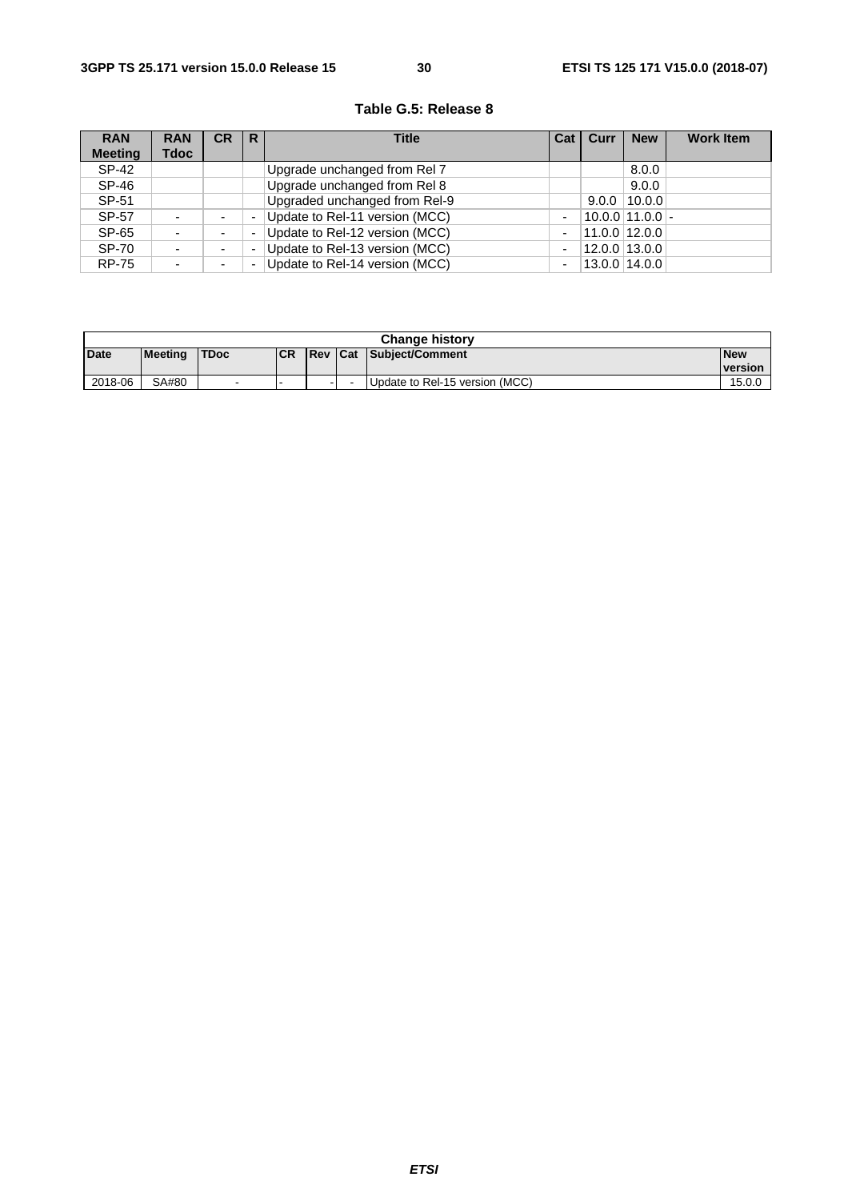**Table G.5: Release 8**

| RAN Meeting | RAN Tdoc | CR | R | Title | Cat | Curr | New | Work Item |
|---|---|---|---|---|---|---|---|---|
| SP-42 | | | | Upgrade unchanged from Rel 7 | | | 8.0.0 | |
| SP-46 | | | | Upgrade unchanged from Rel 8 | | | 9.0.0 | |
| SP-51 | | | | Upgraded unchanged from Rel-9 | | 9.0.0 | 10.0.0 | |
| SP-57 | - | - | - | Update to Rel-11 version (MCC) | - | 10.0.0 | 11.0.0 | - |
| SP-65 | - | - | - | Update to Rel-12 version (MCC) | - | 11.0.0 | 12.0.0 | |
| SP-70 | - | - | - | Update to Rel-13 version (MCC) | - | 12.0.0 | 13.0.0 | |
| RP-75 | - | - | - | Update to Rel-14 version (MCC) | - | 13.0.0 | 14.0.0 | |

| Change history | | | | | | | |
|---|---|---|---|---|---|---|---|
| **Date** | **Meeting** | **TDoc** | **CR** | **Rev** | **Cat** | **Subject/Comment** | **New version** |
| 2018-06 | SA#80 | - | - | - | - | Update to Rel-15 version (MCC) | 15.0.0 |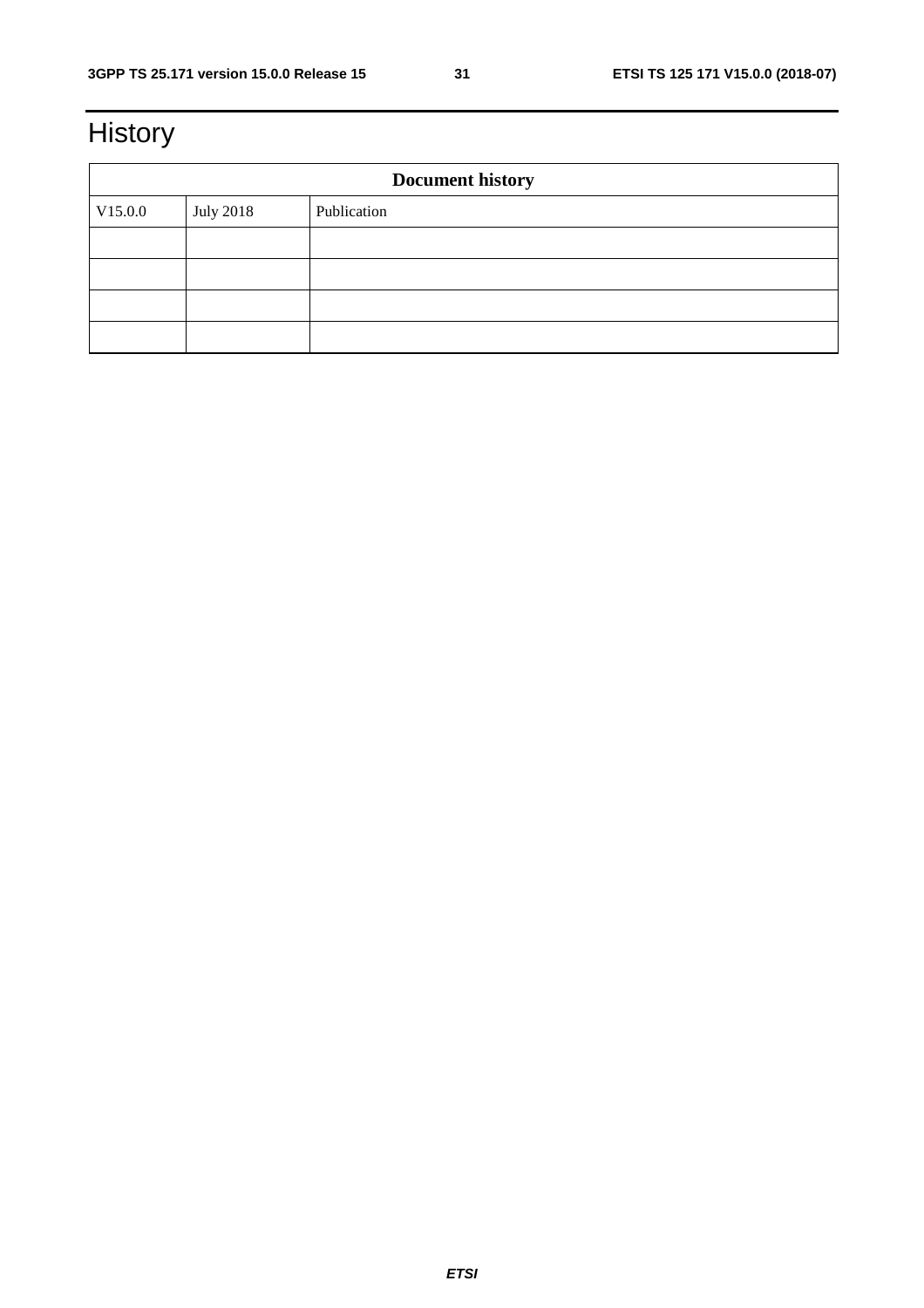# History

| Document history | | |
|---|---|---|
| V15.0.0 | July 2018 | Publication |
| | | |
| | | |
| | | |
| | | |